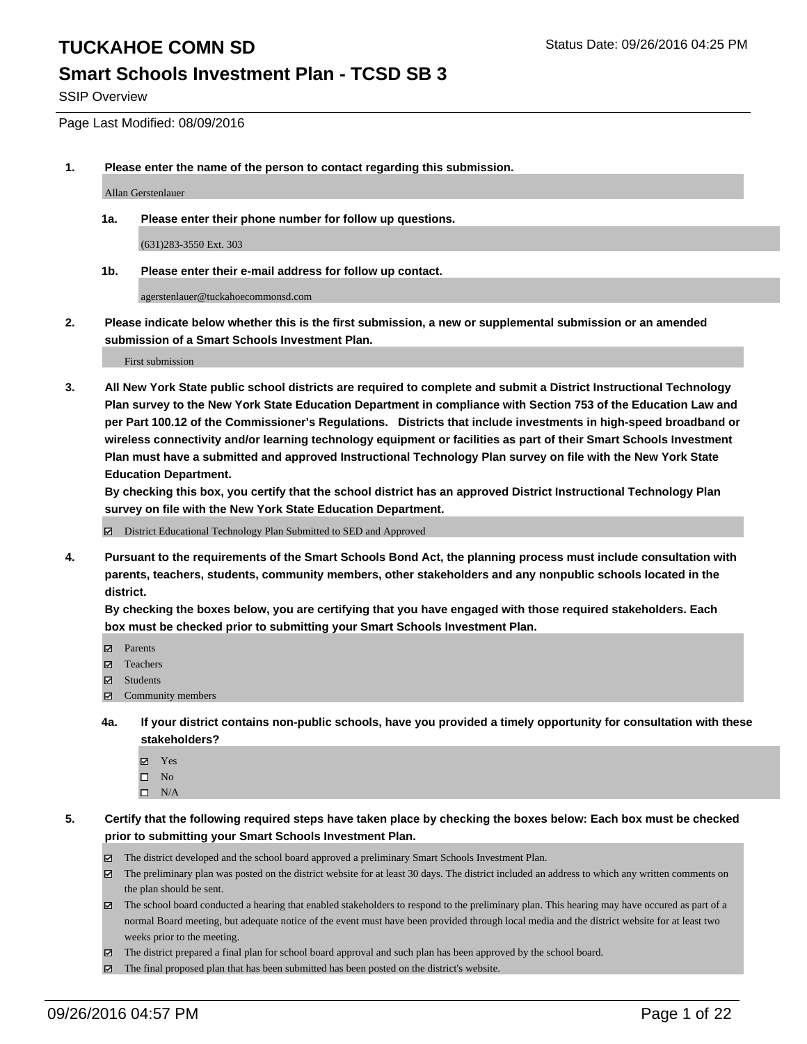# TUCKAHOE COMN SD

Status Date: 09/26/2016 04:25 PM

## Smart Schools Investment Plan - TCSD SB 3

SSIP Overview

Page Last Modified: 08/09/2016

**1. Please enter the name of the person to contact regarding this submission.**

Allan Gerstenlauer

**1a. Please enter their phone number for follow up questions.**

(631)283-3550 Ext. 303

**1b. Please enter their e-mail address for follow up contact.**

agerstenlauer@tuckahoecommonsd.com

**2. Please indicate below whether this is the first submission, a new or supplemental submission or an amended submission of a Smart Schools Investment Plan.**

First submission

**3. All New York State public school districts are required to complete and submit a District Instructional Technology Plan survey to the New York State Education Department in compliance with Section 753 of the Education Law and per Part 100.12 of the Commissioner's Regulations. Districts that include investments in high-speed broadband or wireless connectivity and/or learning technology equipment or facilities as part of their Smart Schools Investment Plan must have a submitted and approved Instructional Technology Plan survey on file with the New York State Education Department.**
**By checking this box, you certify that the school district has an approved District Instructional Technology Plan survey on file with the New York State Education Department.**

- [x] District Educational Technology Plan Submitted to SED and Approved

**4. Pursuant to the requirements of the Smart Schools Bond Act, the planning process must include consultation with parents, teachers, students, community members, other stakeholders and any nonpublic schools located in the district.**
**By checking the boxes below, you are certifying that you have engaged with those required stakeholders. Each box must be checked prior to submitting your Smart Schools Investment Plan.**

- [x] Parents
- [x] Teachers
- [x] Students
- [x] Community members

**4a. If your district contains non-public schools, have you provided a timely opportunity for consultation with these stakeholders?**

- [x] Yes
- [ ] No
- [ ] N/A

**5. Certify that the following required steps have taken place by checking the boxes below: Each box must be checked prior to submitting your Smart Schools Investment Plan.**

- [x] The district developed and the school board approved a preliminary Smart Schools Investment Plan.
- [x] The preliminary plan was posted on the district website for at least 30 days. The district included an address to which any written comments on the plan should be sent.
- [x] The school board conducted a hearing that enabled stakeholders to respond to the preliminary plan. This hearing may have occured as part of a normal Board meeting, but adequate notice of the event must have been provided through local media and the district website for at least two weeks prior to the meeting.
- [x] The district prepared a final plan for school board approval and such plan has been approved by the school board.
- [x] The final proposed plan that has been submitted has been posted on the district's website.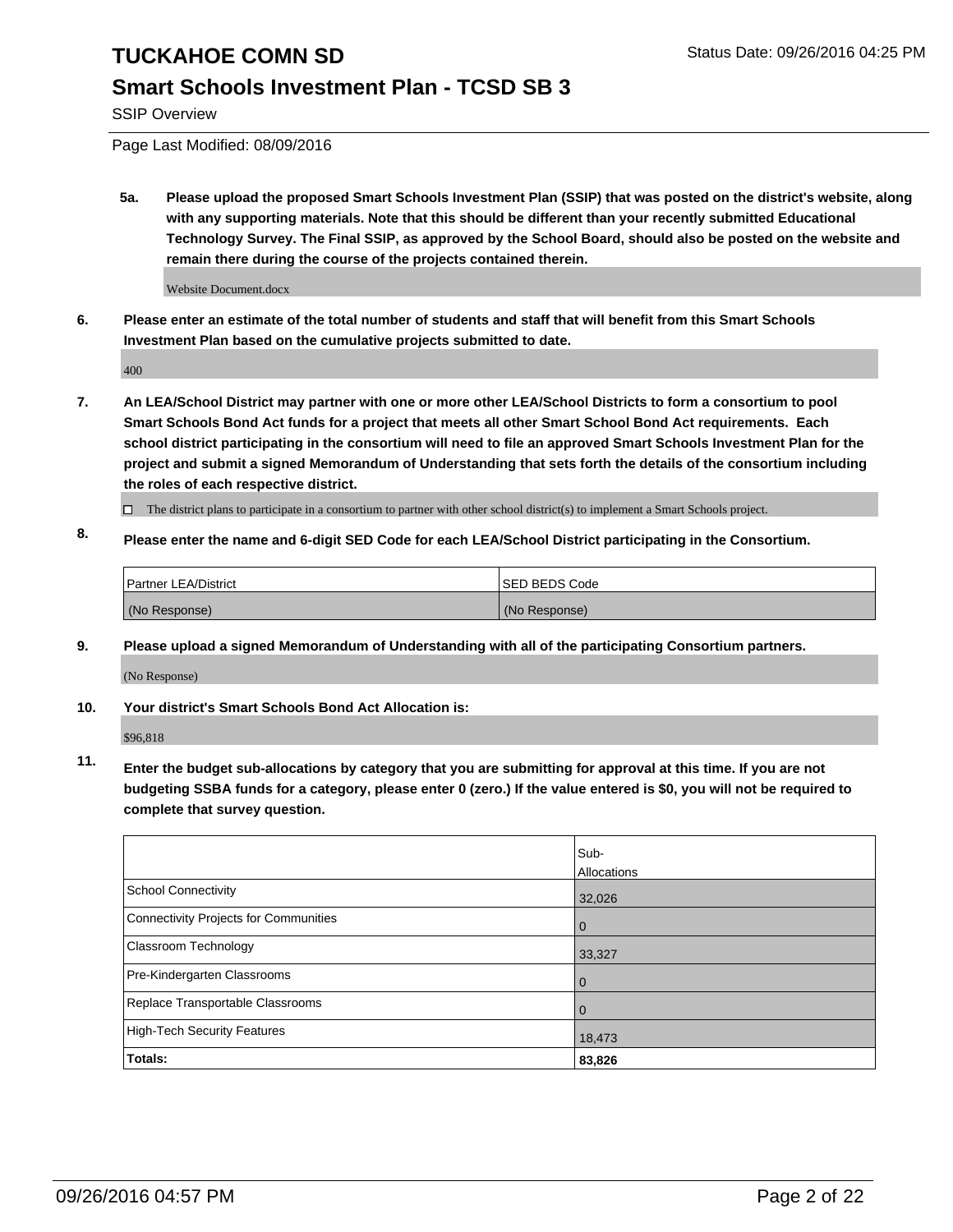# TUCKAHOE COMN SD

## Smart Schools Investment Plan - TCSD SB 3

SSIP Overview

Page Last Modified: 08/09/2016

**5a. Please upload the proposed Smart Schools Investment Plan (SSIP) that was posted on the district's website, along with any supporting materials. Note that this should be different than your recently submitted Educational Technology Survey. The Final SSIP, as approved by the School Board, should also be posted on the website and remain there during the course of the projects contained therein.**

Website Document.docx

**6. Please enter an estimate of the total number of students and staff that will benefit from this Smart Schools Investment Plan based on the cumulative projects submitted to date.**

400

**7. An LEA/School District may partner with one or more other LEA/School Districts to form a consortium to pool Smart Schools Bond Act funds for a project that meets all other Smart School Bond Act requirements. Each school district participating in the consortium will need to file an approved Smart Schools Investment Plan for the project and submit a signed Memorandum of Understanding that sets forth the details of the consortium including the roles of each respective district.**

☐ The district plans to participate in a consortium to partner with other school district(s) to implement a Smart Schools project.

**8. Please enter the name and 6-digit SED Code for each LEA/School District participating in the Consortium.**

| Partner LEA/District | SED BEDS Code |
|---|---|
| (No Response) | (No Response) |

**9. Please upload a signed Memorandum of Understanding with all of the participating Consortium partners.**

(No Response)

**10. Your district's Smart Schools Bond Act Allocation is:**

$96,818

**11. Enter the budget sub-allocations by category that you are submitting for approval at this time. If you are not budgeting SSBA funds for a category, please enter 0 (zero.) If the value entered is $0, you will not be required to complete that survey question.**

| | Sub-Allocations |
|---|---|
| School Connectivity | 32,026 |
| Connectivity Projects for Communities | 0 |
| Classroom Technology | 33,327 |
| Pre-Kindergarten Classrooms | 0 |
| Replace Transportable Classrooms | 0 |
| High-Tech Security Features | 18,473 |
| **Totals:** | **83,826** |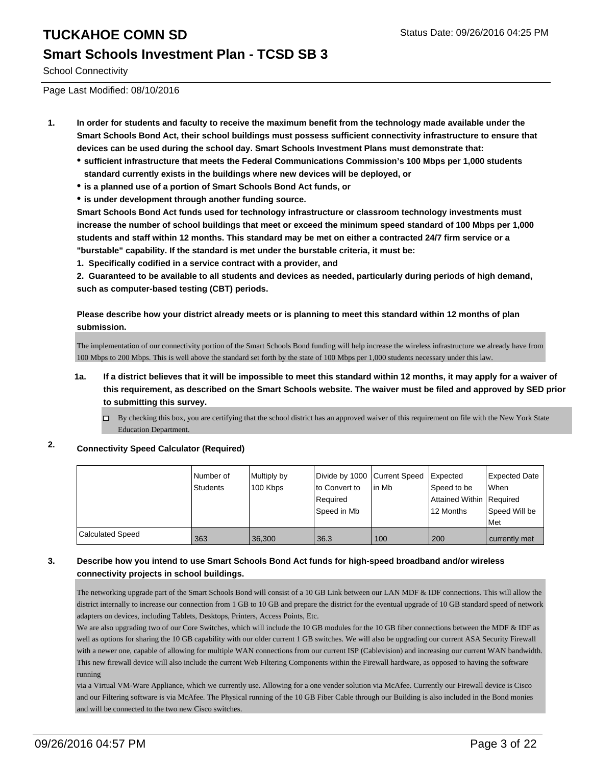School Connectivity

Page Last Modified: 08/10/2016

1. **In order for students and faculty to receive the maximum benefit from the technology made available under the Smart Schools Bond Act, their school buildings must possess sufficient connectivity infrastructure to ensure that devices can be used during the school day. Smart Schools Investment Plans must demonstrate that:**
   - **sufficient infrastructure that meets the Federal Communications Commission's 100 Mbps per 1,000 students standard currently exists in the buildings where new devices will be deployed, or**
   - **is a planned use of a portion of Smart Schools Bond Act funds, or**
   - **is under development through another funding source.**

   **Smart Schools Bond Act funds used for technology infrastructure or classroom technology investments must increase the number of school buildings that meet or exceed the minimum speed standard of 100 Mbps per 1,000 students and staff within 12 months. This standard may be met on either a contracted 24/7 firm service or a "burstable" capability. If the standard is met under the burstable criteria, it must be:**

   **1. Specifically codified in a service contract with a provider, and**

   **2. Guaranteed to be available to all students and devices as needed, particularly during periods of high demand, such as computer-based testing (CBT) periods.**

   **Please describe how your district already meets or is planning to meet this standard within 12 months of plan submission.**

   The implementation of our connectivity portion of the Smart Schools Bond funding will help increase the wireless infrastructure we already have from 100 Mbps to 200 Mbps. This is well above the standard set forth by the state of 100 Mbps per 1,000 students necessary under this law.

   **1a. If a district believes that it will be impossible to meet this standard within 12 months, it may apply for a waiver of this requirement, as described on the Smart Schools website. The waiver must be filed and approved by SED prior to submitting this survey.**

   ☐ By checking this box, you are certifying that the school district has an approved waiver of this requirement on file with the New York State Education Department.

2. **Connectivity Speed Calculator (Required)**

| | Number of Students | Multiply by 100 Kbps | Divide by 1000 to Convert to Required Speed in Mb | Current Speed in Mb | Expected Speed to be Attained Within 12 Months | Expected Date When Required Speed Will be Met |
|---|---|---|---|---|---|---|
| Calculated Speed | 363 | 36,300 | 36.3 | 100 | 200 | currently met |

3. **Describe how you intend to use Smart Schools Bond Act funds for high-speed broadband and/or wireless connectivity projects in school buildings.**

   The networking upgrade part of the Smart Schools Bond will consist of a 10 GB Link between our LAN MDF & IDF connections. This will allow the district internally to increase our connection from 1 GB to 10 GB and prepare the district for the eventual upgrade of 10 GB standard speed of network adapters on devices, including Tablets, Desktops, Printers, Access Points, Etc.
   We are also upgrading two of our Core Switches, which will include the 10 GB modules for the 10 GB fiber connections between the MDF & IDF as well as options for sharing the 10 GB capability with our older current 1 GB switches. We will also be upgrading our current ASA Security Firewall with a newer one, capable of allowing for multiple WAN connections from our current ISP (Cablevision) and increasing our current WAN bandwidth. This new firewall device will also include the current Web Filtering Components within the Firewall hardware, as opposed to having the software running
   via a Virtual VM-Ware Appliance, which we currently use. Allowing for a one vender solution via McAfee. Currently our Firewall device is Cisco and our Filtering software is via McAfee. The Physical running of the 10 GB Fiber Cable through our Building is also included in the Bond monies and will be connected to the two new Cisco switches.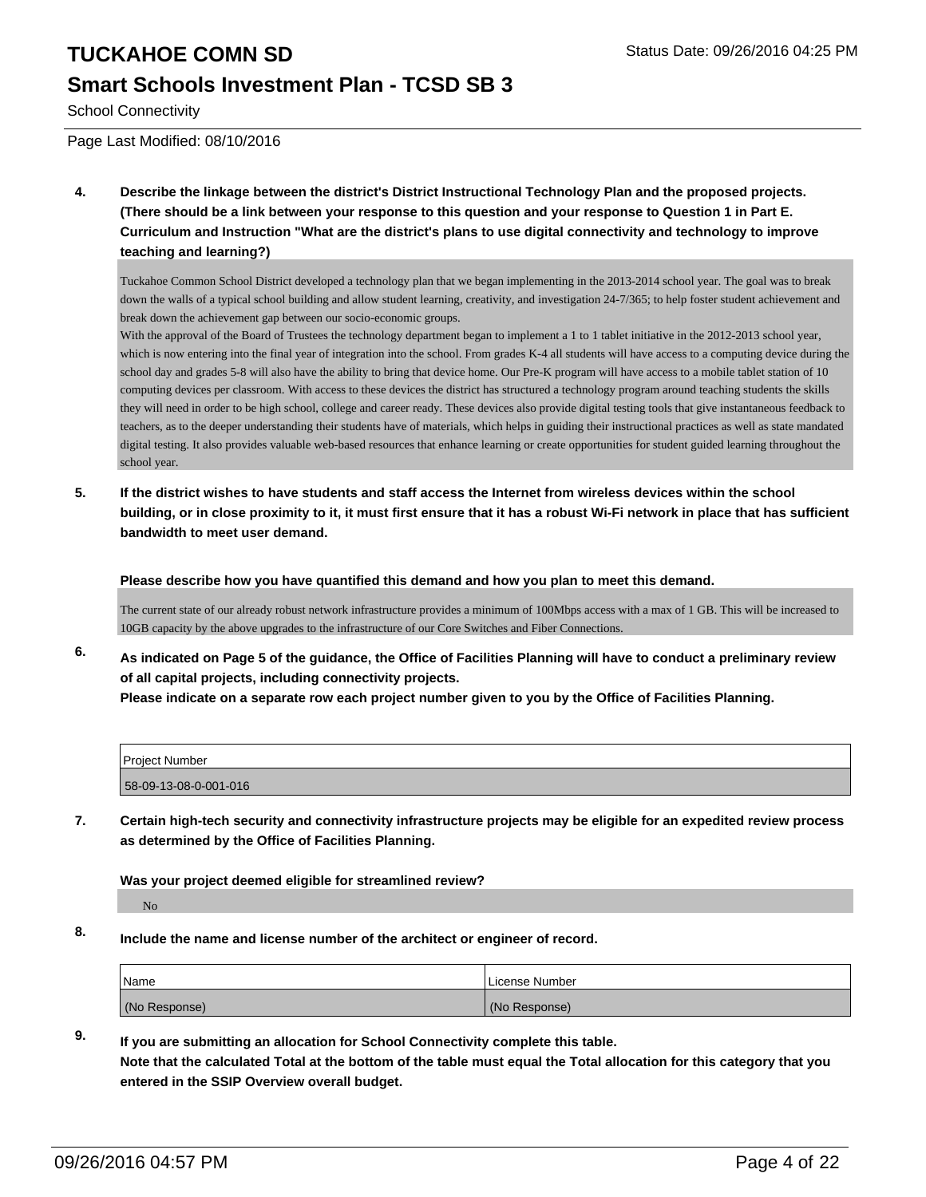School Connectivity

Page Last Modified: 08/10/2016

**4. Describe the linkage between the district's District Instructional Technology Plan and the proposed projects. (There should be a link between your response to this question and your response to Question 1 in Part E. Curriculum and Instruction "What are the district's plans to use digital connectivity and technology to improve teaching and learning?)**

Tuckahoe Common School District developed a technology plan that we began implementing in the 2013-2014 school year. The goal was to break down the walls of a typical school building and allow student learning, creativity, and investigation 24-7/365; to help foster student achievement and break down the achievement gap between our socio-economic groups.
With the approval of the Board of Trustees the technology department began to implement a 1 to 1 tablet initiative in the 2012-2013 school year, which is now entering into the final year of integration into the school. From grades K-4 all students will have access to a computing device during the school day and grades 5-8 will also have the ability to bring that device home. Our Pre-K program will have access to a mobile tablet station of 10 computing devices per classroom. With access to these devices the district has structured a technology program around teaching students the skills they will need in order to be high school, college and career ready. These devices also provide digital testing tools that give instantaneous feedback to teachers, as to the deeper understanding their students have of materials, which helps in guiding their instructional practices as well as state mandated digital testing. It also provides valuable web-based resources that enhance learning or create opportunities for student guided learning throughout the school year.

**5. If the district wishes to have students and staff access the Internet from wireless devices within the school building, or in close proximity to it, it must first ensure that it has a robust Wi-Fi network in place that has sufficient bandwidth to meet user demand.**

**Please describe how you have quantified this demand and how you plan to meet this demand.**

The current state of our already robust network infrastructure provides a minimum of 100Mbps access with a max of 1 GB. This will be increased to 10GB capacity by the above upgrades to the infrastructure of our Core Switches and Fiber Connections.

**6. As indicated on Page 5 of the guidance, the Office of Facilities Planning will have to conduct a preliminary review of all capital projects, including connectivity projects.**
**Please indicate on a separate row each project number given to you by the Office of Facilities Planning.**

| Project Number |
| --- |
| 58-09-13-08-0-001-016 |

**7. Certain high-tech security and connectivity infrastructure projects may be eligible for an expedited review process as determined by the Office of Facilities Planning.**

**Was your project deemed eligible for streamlined review?**

No

**8. Include the name and license number of the architect or engineer of record.**

| Name | License Number |
| --- | --- |
| (No Response) | (No Response) |

**9. If you are submitting an allocation for School Connectivity complete this table.**
**Note that the calculated Total at the bottom of the table must equal the Total allocation for this category that you entered in the SSIP Overview overall budget.**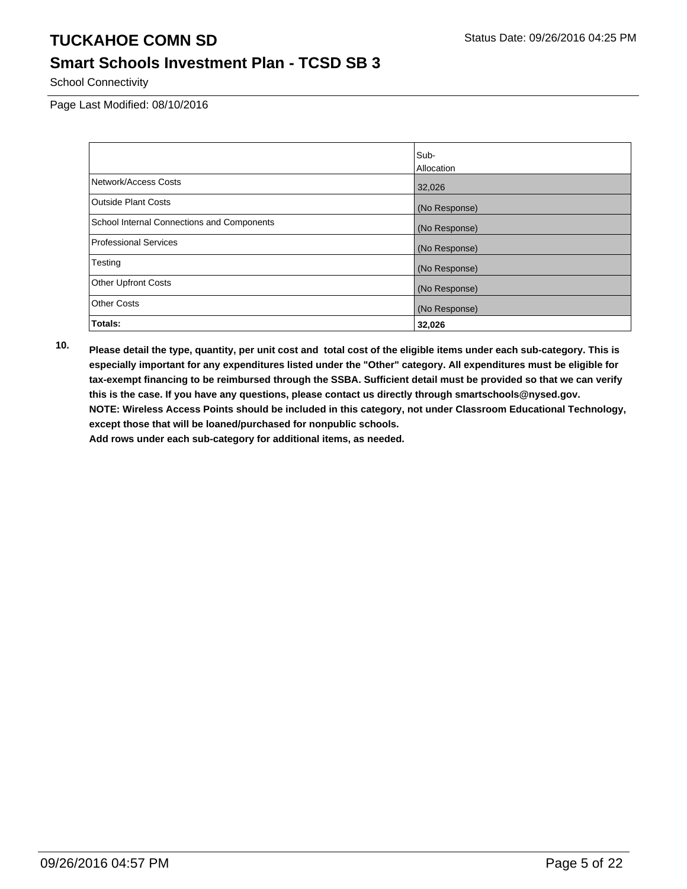School Connectivity

Page Last Modified: 08/10/2016

| | Sub-Allocation |
|---|---|
| Network/Access Costs | 32,026 |
| Outside Plant Costs | (No Response) |
| School Internal Connections and Components | (No Response) |
| Professional Services | (No Response) |
| Testing | (No Response) |
| Other Upfront Costs | (No Response) |
| Other Costs | (No Response) |
| **Totals:** | **32,026** |

**10.** **Please detail the type, quantity, per unit cost and total cost of the eligible items under each sub-category. This is especially important for any expenditures listed under the "Other" category. All expenditures must be eligible for tax-exempt financing to be reimbursed through the SSBA. Sufficient detail must be provided so that we can verify this is the case. If you have any questions, please contact us directly through smartschools@nysed.gov.**
**NOTE: Wireless Access Points should be included in this category, not under Classroom Educational Technology, except those that will be loaned/purchased for nonpublic schools.**
**Add rows under each sub-category for additional items, as needed.**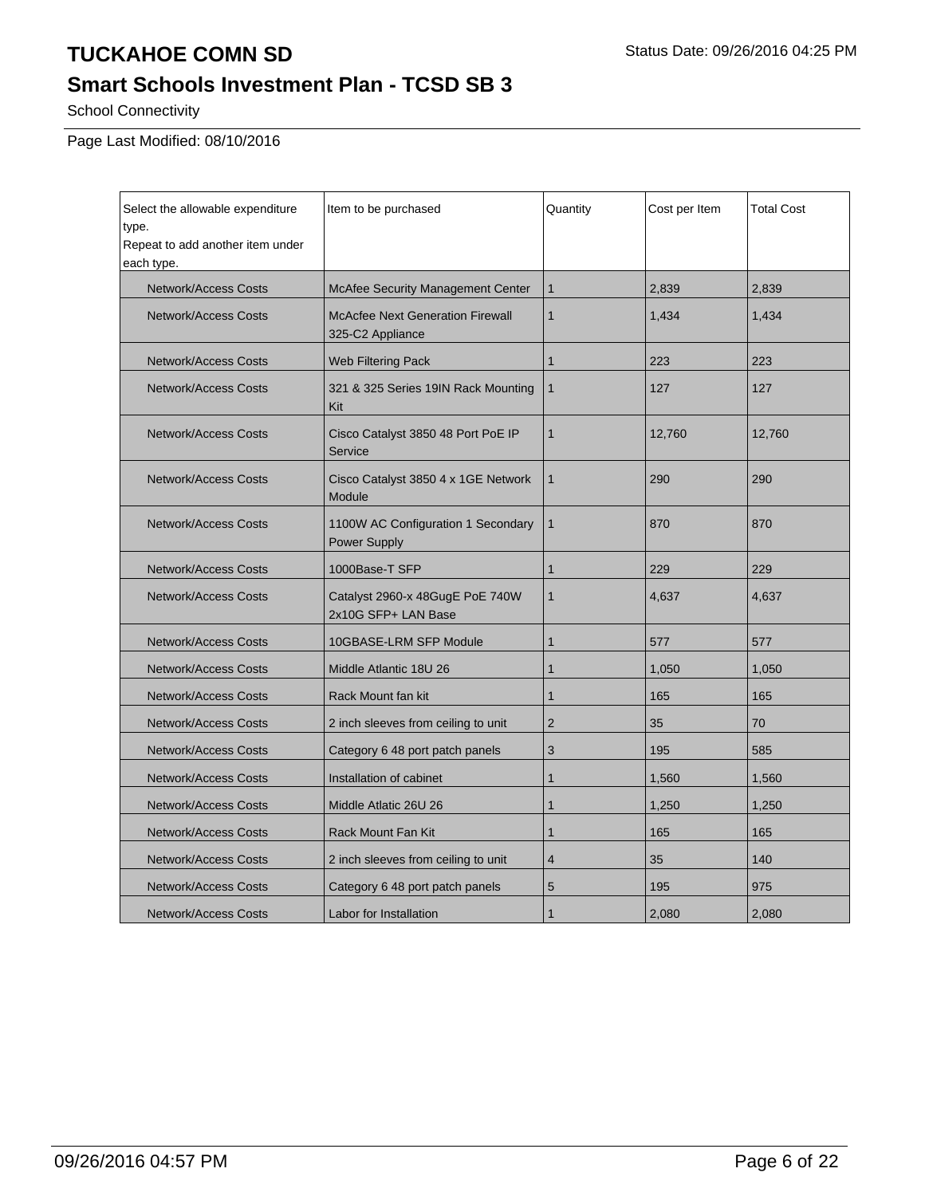# TUCKAHOE COMN SD

Status Date: 09/26/2016 04:25 PM

## Smart Schools Investment Plan - TCSD SB 3

School Connectivity

Page Last Modified: 08/10/2016

| Select the allowable expenditure type. Repeat to add another item under each type. | Item to be purchased | Quantity | Cost per Item | Total Cost |
|---|---|---|---|---|
| Network/Access Costs | McAfee Security Management Center | 1 | 2,839 | 2,839 |
| Network/Access Costs | McAcfee Next Generation Firewall 325-C2 Appliance | 1 | 1,434 | 1,434 |
| Network/Access Costs | Web Filtering Pack | 1 | 223 | 223 |
| Network/Access Costs | 321 & 325 Series 19IN Rack Mounting Kit | 1 | 127 | 127 |
| Network/Access Costs | Cisco Catalyst 3850 48 Port PoE IP Service | 1 | 12,760 | 12,760 |
| Network/Access Costs | Cisco Catalyst 3850 4 x 1GE Network Module | 1 | 290 | 290 |
| Network/Access Costs | 1100W AC Configuration 1 Secondary Power Supply | 1 | 870 | 870 |
| Network/Access Costs | 1000Base-T SFP | 1 | 229 | 229 |
| Network/Access Costs | Catalyst 2960-x 48GugE PoE 740W 2x10G SFP+ LAN Base | 1 | 4,637 | 4,637 |
| Network/Access Costs | 10GBASE-LRM SFP Module | 1 | 577 | 577 |
| Network/Access Costs | Middle Atlantic 18U 26 | 1 | 1,050 | 1,050 |
| Network/Access Costs | Rack Mount fan kit | 1 | 165 | 165 |
| Network/Access Costs | 2 inch sleeves from ceiling to unit | 2 | 35 | 70 |
| Network/Access Costs | Category 6 48 port patch panels | 3 | 195 | 585 |
| Network/Access Costs | Installation of cabinet | 1 | 1,560 | 1,560 |
| Network/Access Costs | Middle Atlatic 26U 26 | 1 | 1,250 | 1,250 |
| Network/Access Costs | Rack Mount Fan Kit | 1 | 165 | 165 |
| Network/Access Costs | 2 inch sleeves from ceiling to unit | 4 | 35 | 140 |
| Network/Access Costs | Category 6 48 port patch panels | 5 | 195 | 975 |
| Network/Access Costs | Labor for Installation | 1 | 2,080 | 2,080 |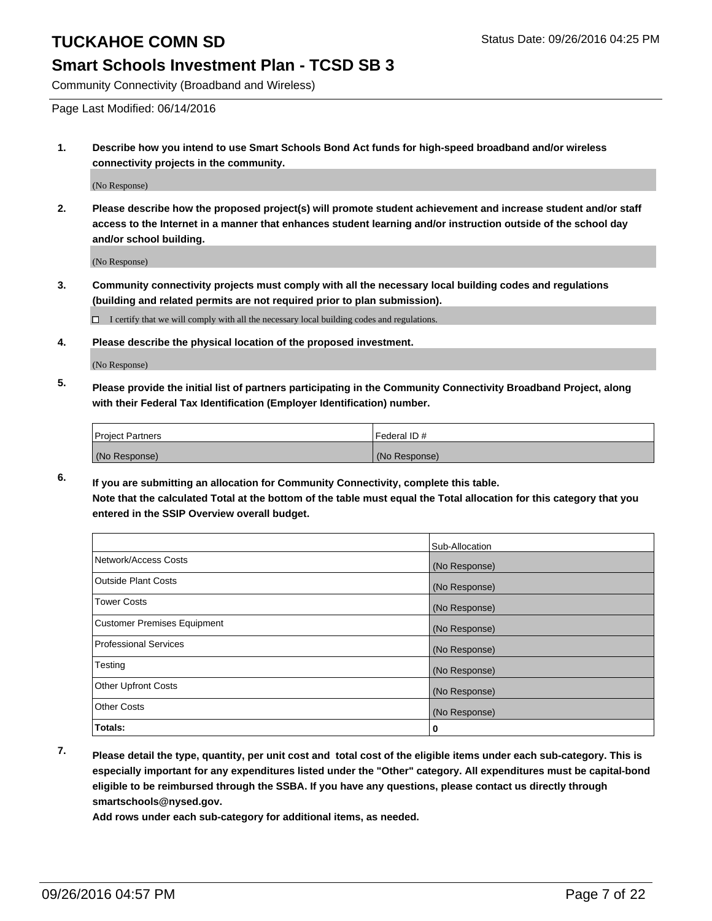# TUCKAHOE COMN SD

Status Date: 09/26/2016 04:25 PM

## Smart Schools Investment Plan - TCSD SB 3

Community Connectivity (Broadband and Wireless)

Page Last Modified: 06/14/2016

1. **Describe how you intend to use Smart Schools Bond Act funds for high-speed broadband and/or wireless connectivity projects in the community.**

   (No Response)

2. **Please describe how the proposed project(s) will promote student achievement and increase student and/or staff access to the Internet in a manner that enhances student learning and/or instruction outside of the school day and/or school building.**

   (No Response)

3. **Community connectivity projects must comply with all the necessary local building codes and regulations (building and related permits are not required prior to plan submission).**

   ☐ I certify that we will comply with all the necessary local building codes and regulations.

4. **Please describe the physical location of the proposed investment.**

   (No Response)

5. **Please provide the initial list of partners participating in the Community Connectivity Broadband Project, along with their Federal Tax Identification (Employer Identification) number.**

| Project Partners | Federal ID # |
|---|---|
| (No Response) | (No Response) |

6. **If you are submitting an allocation for Community Connectivity, complete this table.**
   **Note that the calculated Total at the bottom of the table must equal the Total allocation for this category that you entered in the SSIP Overview overall budget.**

| | Sub-Allocation |
|---|---|
| Network/Access Costs | (No Response) |
| Outside Plant Costs | (No Response) |
| Tower Costs | (No Response) |
| Customer Premises Equipment | (No Response) |
| Professional Services | (No Response) |
| Testing | (No Response) |
| Other Upfront Costs | (No Response) |
| Other Costs | (No Response) |
| **Totals:** | **0** |

7. **Please detail the type, quantity, per unit cost and total cost of the eligible items under each sub-category. This is especially important for any expenditures listed under the "Other" category. All expenditures must be capital-bond eligible to be reimbursed through the SSBA. If you have any questions, please contact us directly through smartschools@nysed.gov.**
   **Add rows under each sub-category for additional items, as needed.**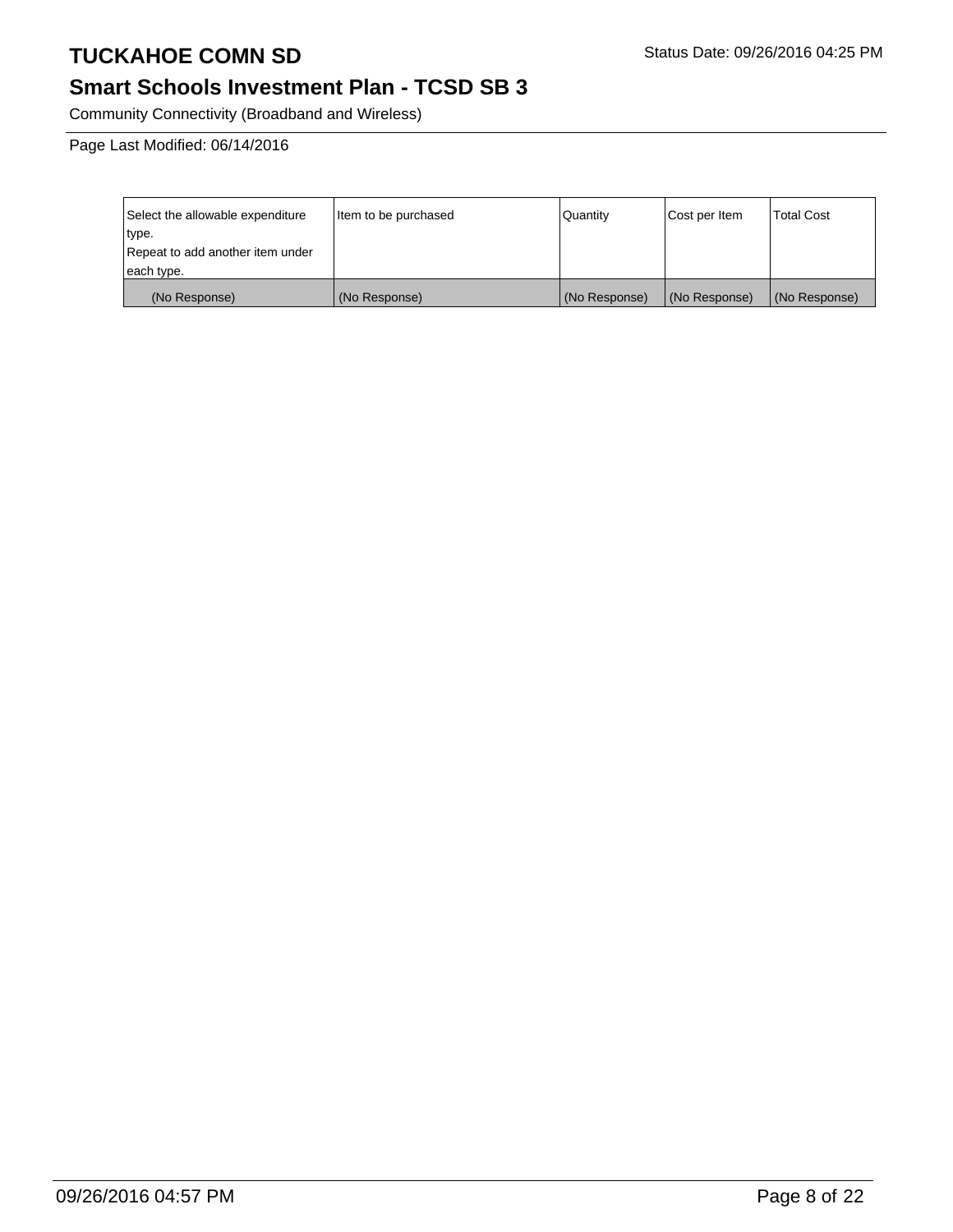# TUCKAHOE COMN SD

Status Date: 09/26/2016 04:25 PM

## Smart Schools Investment Plan - TCSD SB 3

Community Connectivity (Broadband and Wireless)

Page Last Modified: 06/14/2016

| Select the allowable expenditure type. Repeat to add another item under each type. | Item to be purchased | Quantity | Cost per Item | Total Cost |
|---|---|---|---|---|
| (No Response) | (No Response) | (No Response) | (No Response) | (No Response) |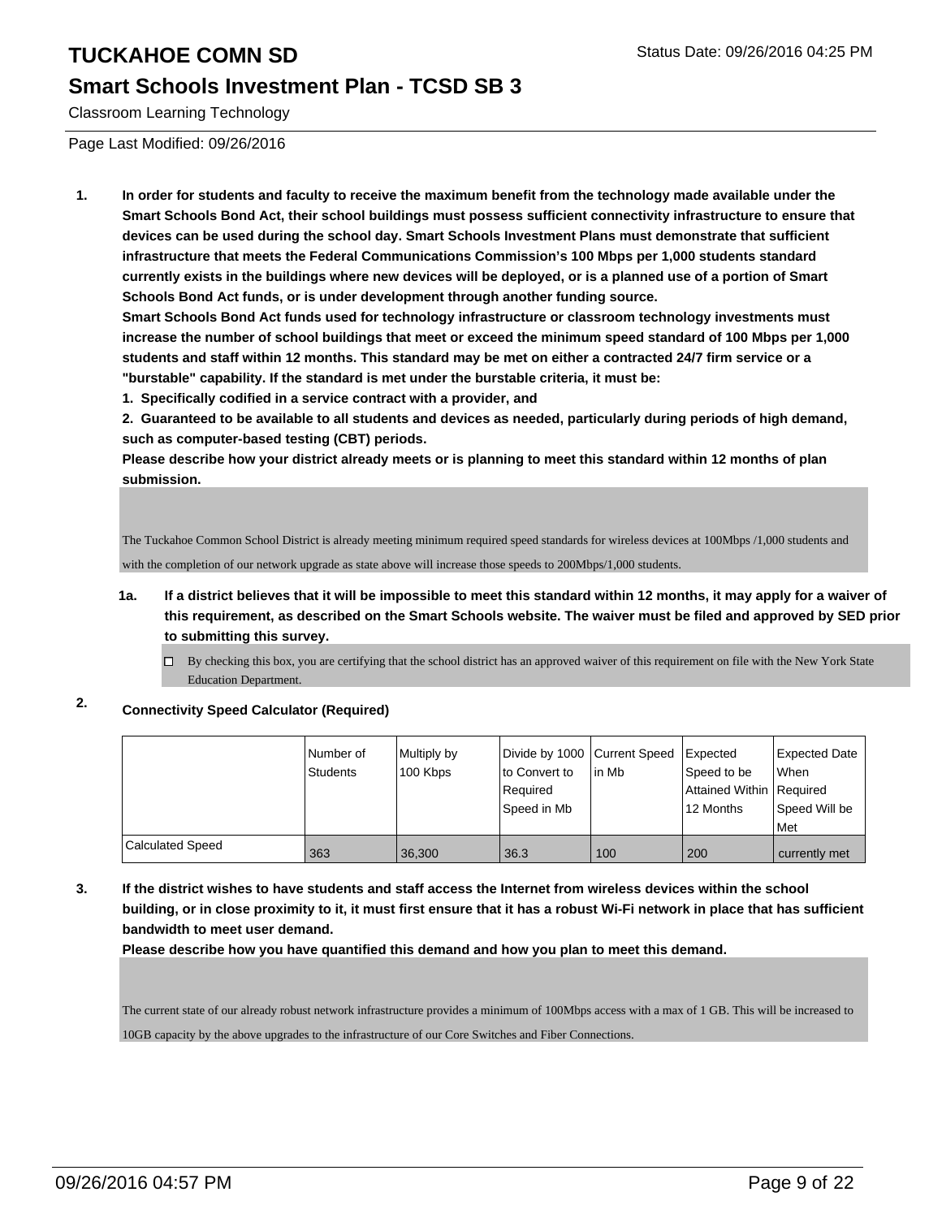# TUCKAHOE COMN SD

## Smart Schools Investment Plan - TCSD SB 3

Classroom Learning Technology

Page Last Modified: 09/26/2016

**1. In order for students and faculty to receive the maximum benefit from the technology made available under the Smart Schools Bond Act, their school buildings must possess sufficient connectivity infrastructure to ensure that devices can be used during the school day. Smart Schools Investment Plans must demonstrate that sufficient infrastructure that meets the Federal Communications Commission's 100 Mbps per 1,000 students standard currently exists in the buildings where new devices will be deployed, or is a planned use of a portion of Smart Schools Bond Act funds, or is under development through another funding source.**

**Smart Schools Bond Act funds used for technology infrastructure or classroom technology investments must increase the number of school buildings that meet or exceed the minimum speed standard of 100 Mbps per 1,000 students and staff within 12 months. This standard may be met on either a contracted 24/7 firm service or a "burstable" capability. If the standard is met under the burstable criteria, it must be:**

**1. Specifically codified in a service contract with a provider, and**

**2. Guaranteed to be available to all students and devices as needed, particularly during periods of high demand, such as computer-based testing (CBT) periods.**

**Please describe how your district already meets or is planning to meet this standard within 12 months of plan submission.**

The Tuckahoe Common School District is already meeting minimum required speed standards for wireless devices at 100Mbps /1,000 students and with the completion of our network upgrade as state above will increase those speeds to 200Mbps/1,000 students.

**1a. If a district believes that it will be impossible to meet this standard within 12 months, it may apply for a waiver of this requirement, as described on the Smart Schools website. The waiver must be filed and approved by SED prior to submitting this survey.**

☐ By checking this box, you are certifying that the school district has an approved waiver of this requirement on file with the New York State Education Department.

**2. Connectivity Speed Calculator (Required)**

| | Number of Students | Multiply by 100 Kbps | Divide by 1000 to Convert to Required Speed in Mb | Current Speed in Mb | Expected Speed to be Attained Within 12 Months | Expected Date When Required Speed Will be Met |
|---|---|---|---|---|---|---|
| Calculated Speed | 363 | 36,300 | 36.3 | 100 | 200 | currently met |

**3. If the district wishes to have students and staff access the Internet from wireless devices within the school building, or in close proximity to it, it must first ensure that it has a robust Wi-Fi network in place that has sufficient bandwidth to meet user demand.**

**Please describe how you have quantified this demand and how you plan to meet this demand.**

The current state of our already robust network infrastructure provides a minimum of 100Mbps access with a max of 1 GB. This will be increased to 10GB capacity by the above upgrades to the infrastructure of our Core Switches and Fiber Connections.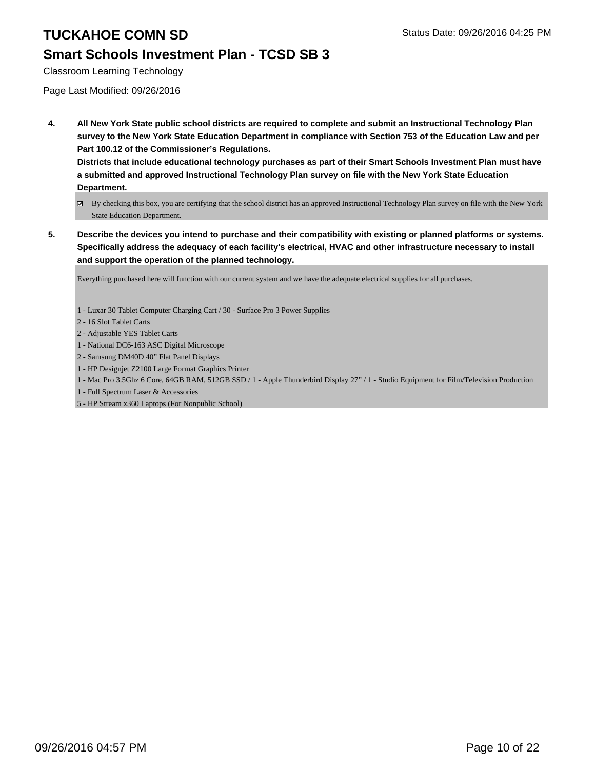# TUCKAHOE COMN SD

## Smart Schools Investment Plan - TCSD SB 3

Classroom Learning Technology

Page Last Modified: 09/26/2016

**4. All New York State public school districts are required to complete and submit an Instructional Technology Plan survey to the New York State Education Department in compliance with Section 753 of the Education Law and per Part 100.12 of the Commissioner's Regulations.**
**Districts that include educational technology purchases as part of their Smart Schools Investment Plan must have a submitted and approved Instructional Technology Plan survey on file with the New York State Education Department.**

☑ By checking this box, you are certifying that the school district has an approved Instructional Technology Plan survey on file with the New York State Education Department.

**5. Describe the devices you intend to purchase and their compatibility with existing or planned platforms or systems. Specifically address the adequacy of each facility's electrical, HVAC and other infrastructure necessary to install and support the operation of the planned technology.**

Everything purchased here will function with our current system and we have the adequate electrical supplies for all purchases.

1 - Luxar 30 Tablet Computer Charging Cart / 30 - Surface Pro 3 Power Supplies
2 - 16 Slot Tablet Carts
2 - Adjustable YES Tablet Carts
1 - National DC6-163 ASC Digital Microscope
2 - Samsung DM40D 40" Flat Panel Displays
1 - HP Designjet Z2100 Large Format Graphics Printer
1 - Mac Pro 3.5Ghz 6 Core, 64GB RAM, 512GB SSD / 1 - Apple Thunderbird Display 27" / 1 - Studio Equipment for Film/Television Production
1 - Full Spectrum Laser & Accessories
5 - HP Stream x360 Laptops (For Nonpublic School)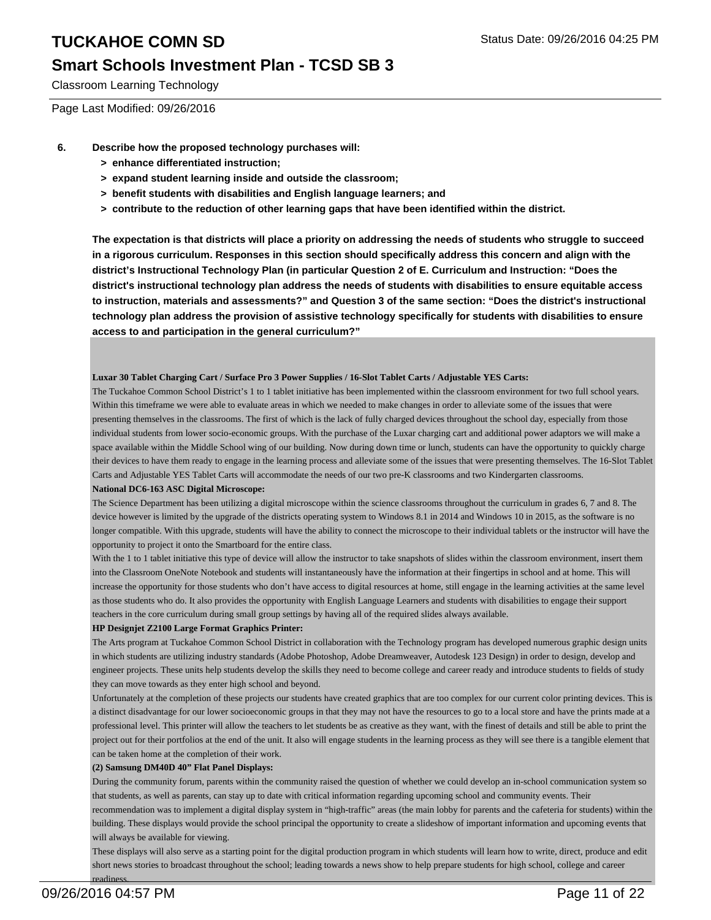6. **Describe how the proposed technology purchases will:**
   - **> enhance differentiated instruction;**
   - **> expand student learning inside and outside the classroom;**
   - **> benefit students with disabilities and English language learners; and**
   - **> contribute to the reduction of other learning gaps that have been identified within the district.**

**The expectation is that districts will place a priority on addressing the needs of students who struggle to succeed in a rigorous curriculum. Responses in this section should specifically address this concern and align with the district's Instructional Technology Plan (in particular Question 2 of E. Curriculum and Instruction: "Does the district's instructional technology plan address the needs of students with disabilities to ensure equitable access to instruction, materials and assessments?" and Question 3 of the same section: "Does the district's instructional technology plan address the provision of assistive technology specifically for students with disabilities to ensure access to and participation in the general curriculum?"**

**Luxar 30 Tablet Charging Cart / Surface Pro 3 Power Supplies / 16-Slot Tablet Carts / Adjustable YES Carts:**

The Tuckahoe Common School District's 1 to 1 tablet initiative has been implemented within the classroom environment for two full school years. Within this timeframe we were able to evaluate areas in which we needed to make changes in order to alleviate some of the issues that were presenting themselves in the classrooms. The first of which is the lack of fully charged devices throughout the school day, especially from those individual students from lower socio-economic groups. With the purchase of the Luxar charging cart and additional power adaptors we will make a space available within the Middle School wing of our building. Now during down time or lunch, students can have the opportunity to quickly charge their devices to have them ready to engage in the learning process and alleviate some of the issues that were presenting themselves. The 16-Slot Tablet Carts and Adjustable YES Tablet Carts will accommodate the needs of our two pre-K classrooms and two Kindergarten classrooms.

**National DC6-163 ASC Digital Microscope:**

The Science Department has been utilizing a digital microscope within the science classrooms throughout the curriculum in grades 6, 7 and 8. The device however is limited by the upgrade of the districts operating system to Windows 8.1 in 2014 and Windows 10 in 2015, as the software is no longer compatible. With this upgrade, students will have the ability to connect the microscope to their individual tablets or the instructor will have the opportunity to project it onto the Smartboard for the entire class.

With the 1 to 1 tablet initiative this type of device will allow the instructor to take snapshots of slides within the classroom environment, insert them into the Classroom OneNote Notebook and students will instantaneously have the information at their fingertips in school and at home. This will increase the opportunity for those students who don't have access to digital resources at home, still engage in the learning activities at the same level as those students who do. It also provides the opportunity with English Language Learners and students with disabilities to engage their support teachers in the core curriculum during small group settings by having all of the required slides always available.

**HP Designjet Z2100 Large Format Graphics Printer:**

The Arts program at Tuckahoe Common School District in collaboration with the Technology program has developed numerous graphic design units in which students are utilizing industry standards (Adobe Photoshop, Adobe Dreamweaver, Autodesk 123 Design) in order to design, develop and engineer projects. These units help students develop the skills they need to become college and career ready and introduce students to fields of study they can move towards as they enter high school and beyond.

Unfortunately at the completion of these projects our students have created graphics that are too complex for our current color printing devices. This is a distinct disadvantage for our lower socioeconomic groups in that they may not have the resources to go to a local store and have the prints made at a professional level. This printer will allow the teachers to let students be as creative as they want, with the finest of details and still be able to print the project out for their portfolios at the end of the unit. It also will engage students in the learning process as they will see there is a tangible element that can be taken home at the completion of their work.

**(2) Samsung DM40D 40" Flat Panel Displays:**

During the community forum, parents within the community raised the question of whether we could develop an in-school communication system so that students, as well as parents, can stay up to date with critical information regarding upcoming school and community events. Their recommendation was to implement a digital display system in "high-traffic" areas (the main lobby for parents and the cafeteria for students) within the building. These displays would provide the school principal the opportunity to create a slideshow of important information and upcoming events that will always be available for viewing.

These displays will also serve as a starting point for the digital production program in which students will learn how to write, direct, produce and edit short news stories to broadcast throughout the school; leading towards a news show to help prepare students for high school, college and career readiness.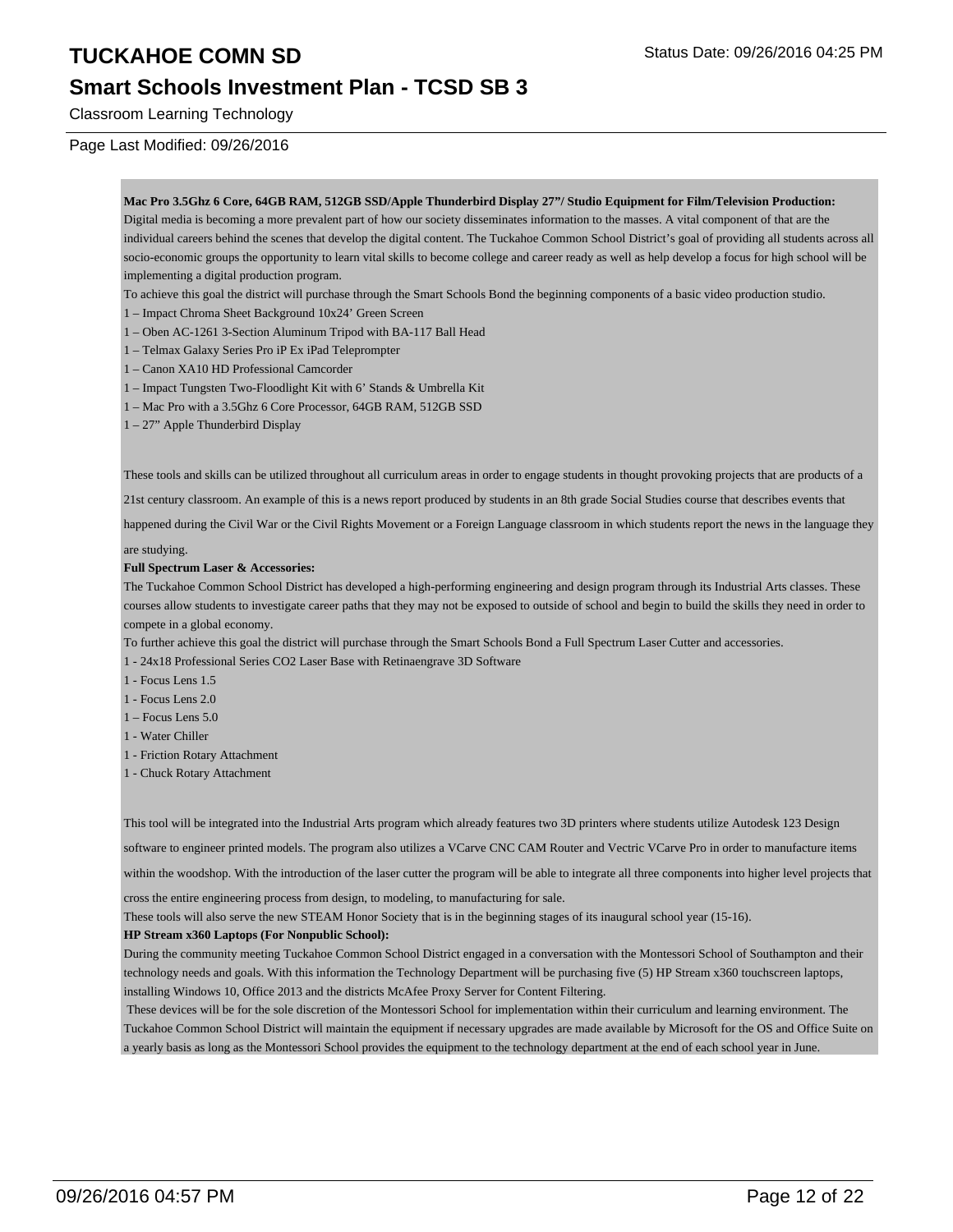Classroom Learning Technology

Page Last Modified: 09/26/2016

**Mac Pro 3.5Ghz 6 Core, 64GB RAM, 512GB SSD/Apple Thunderbird Display 27"/ Studio Equipment for Film/Television Production:**
Digital media is becoming a more prevalent part of how our society disseminates information to the masses. A vital component of that are the individual careers behind the scenes that develop the digital content. The Tuckahoe Common School District's goal of providing all students across all socio-economic groups the opportunity to learn vital skills to become college and career ready as well as help develop a focus for high school will be implementing a digital production program.
To achieve this goal the district will purchase through the Smart Schools Bond the beginning components of a basic video production studio.
1 – Impact Chroma Sheet Background 10x24' Green Screen
1 – Oben AC-1261 3-Section Aluminum Tripod with BA-117 Ball Head
1 – Telmax Galaxy Series Pro iP Ex iPad Teleprompter
1 – Canon XA10 HD Professional Camcorder
1 – Impact Tungsten Two-Floodlight Kit with 6' Stands & Umbrella Kit
1 – Mac Pro with a 3.5Ghz 6 Core Processor, 64GB RAM, 512GB SSD
1 – 27" Apple Thunderbird Display

These tools and skills can be utilized throughout all curriculum areas in order to engage students in thought provoking projects that are products of a 21st century classroom. An example of this is a news report produced by students in an 8th grade Social Studies course that describes events that happened during the Civil War or the Civil Rights Movement or a Foreign Language classroom in which students report the news in the language they are studying.

**Full Spectrum Laser & Accessories:**
The Tuckahoe Common School District has developed a high-performing engineering and design program through its Industrial Arts classes. These courses allow students to investigate career paths that they may not be exposed to outside of school and begin to build the skills they need in order to compete in a global economy.
To further achieve this goal the district will purchase through the Smart Schools Bond a Full Spectrum Laser Cutter and accessories.
1 - 24x18 Professional Series CO2 Laser Base with Retinaengrave 3D Software
1 - Focus Lens 1.5
1 - Focus Lens 2.0
1 – Focus Lens 5.0
1 - Water Chiller
1 - Friction Rotary Attachment
1 - Chuck Rotary Attachment

This tool will be integrated into the Industrial Arts program which already features two 3D printers where students utilize Autodesk 123 Design software to engineer printed models. The program also utilizes a VCarve CNC CAM Router and Vectric VCarve Pro in order to manufacture items within the woodshop. With the introduction of the laser cutter the program will be able to integrate all three components into higher level projects that cross the entire engineering process from design, to modeling, to manufacturing for sale.
These tools will also serve the new STEAM Honor Society that is in the beginning stages of its inaugural school year (15-16).

**HP Stream x360 Laptops (For Nonpublic School):**
During the community meeting Tuckahoe Common School District engaged in a conversation with the Montessori School of Southampton and their technology needs and goals. With this information the Technology Department will be purchasing five (5) HP Stream x360 touchscreen laptops, installing Windows 10, Office 2013 and the districts McAfee Proxy Server for Content Filtering.
These devices will be for the sole discretion of the Montessori School for implementation within their curriculum and learning environment. The Tuckahoe Common School District will maintain the equipment if necessary upgrades are made available by Microsoft for the OS and Office Suite on a yearly basis as long as the Montessori School provides the equipment to the technology department at the end of each school year in June.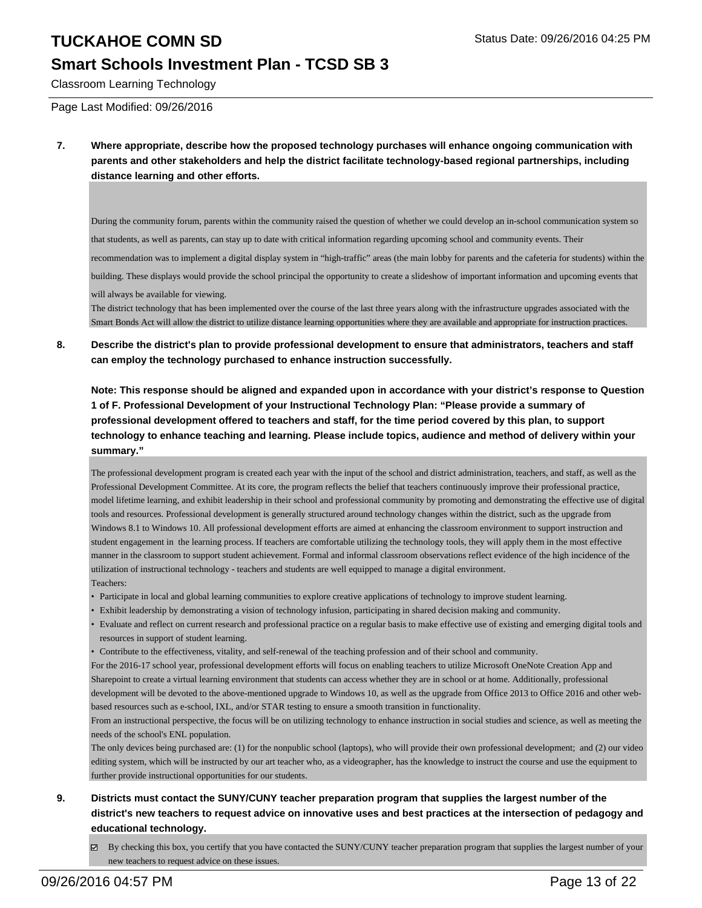**7. Where appropriate, describe how the proposed technology purchases will enhance ongoing communication with parents and other stakeholders and help the district facilitate technology-based regional partnerships, including distance learning and other efforts.**

During the community forum, parents within the community raised the question of whether we could develop an in-school communication system so that students, as well as parents, can stay up to date with critical information regarding upcoming school and community events. Their recommendation was to implement a digital display system in "high-traffic" areas (the main lobby for parents and the cafeteria for students) within the building. These displays would provide the school principal the opportunity to create a slideshow of important information and upcoming events that will always be available for viewing.
The district technology that has been implemented over the course of the last three years along with the infrastructure upgrades associated with the Smart Bonds Act will allow the district to utilize distance learning opportunities where they are available and appropriate for instruction practices.

**8. Describe the district's plan to provide professional development to ensure that administrators, teachers and staff can employ the technology purchased to enhance instruction successfully.**

**Note: This response should be aligned and expanded upon in accordance with your district's response to Question 1 of F. Professional Development of your Instructional Technology Plan: "Please provide a summary of professional development offered to teachers and staff, for the time period covered by this plan, to support technology to enhance teaching and learning. Please include topics, audience and method of delivery within your summary."**

The professional development program is created each year with the input of the school and district administration, teachers, and staff, as well as the Professional Development Committee. At its core, the program reflects the belief that teachers continuously improve their professional practice, model lifetime learning, and exhibit leadership in their school and professional community by promoting and demonstrating the effective use of digital tools and resources. Professional development is generally structured around technology changes within the district, such as the upgrade from Windows 8.1 to Windows 10. All professional development efforts are aimed at enhancing the classroom environment to support instruction and student engagement in the learning process. If teachers are comfortable utilizing the technology tools, they will apply them in the most effective manner in the classroom to support student achievement. Formal and informal classroom observations reflect evidence of the high incidence of the utilization of instructional technology - teachers and students are well equipped to manage a digital environment.
Teachers:

- Participate in local and global learning communities to explore creative applications of technology to improve student learning.
- Exhibit leadership by demonstrating a vision of technology infusion, participating in shared decision making and community.
- Evaluate and reflect on current research and professional practice on a regular basis to make effective use of existing and emerging digital tools and resources in support of student learning.
- Contribute to the effectiveness, vitality, and self-renewal of the teaching profession and of their school and community.

For the 2016-17 school year, professional development efforts will focus on enabling teachers to utilize Microsoft OneNote Creation App and Sharepoint to create a virtual learning environment that students can access whether they are in school or at home. Additionally, professional development will be devoted to the above-mentioned upgrade to Windows 10, as well as the upgrade from Office 2013 to Office 2016 and other web-based resources such as e-school, IXL, and/or STAR testing to ensure a smooth transition in functionality.
From an instructional perspective, the focus will be on utilizing technology to enhance instruction in social studies and science, as well as meeting the needs of the school's ENL population.
The only devices being purchased are: (1) for the nonpublic school (laptops), who will provide their own professional development; and (2) our video editing system, which will be instructed by our art teacher who, as a videographer, has the knowledge to instruct the course and use the equipment to further provide instructional opportunities for our students.

**9. Districts must contact the SUNY/CUNY teacher preparation program that supplies the largest number of the district's new teachers to request advice on innovative uses and best practices at the intersection of pedagogy and educational technology.**

☑ By checking this box, you certify that you have contacted the SUNY/CUNY teacher preparation program that supplies the largest number of your new teachers to request advice on these issues.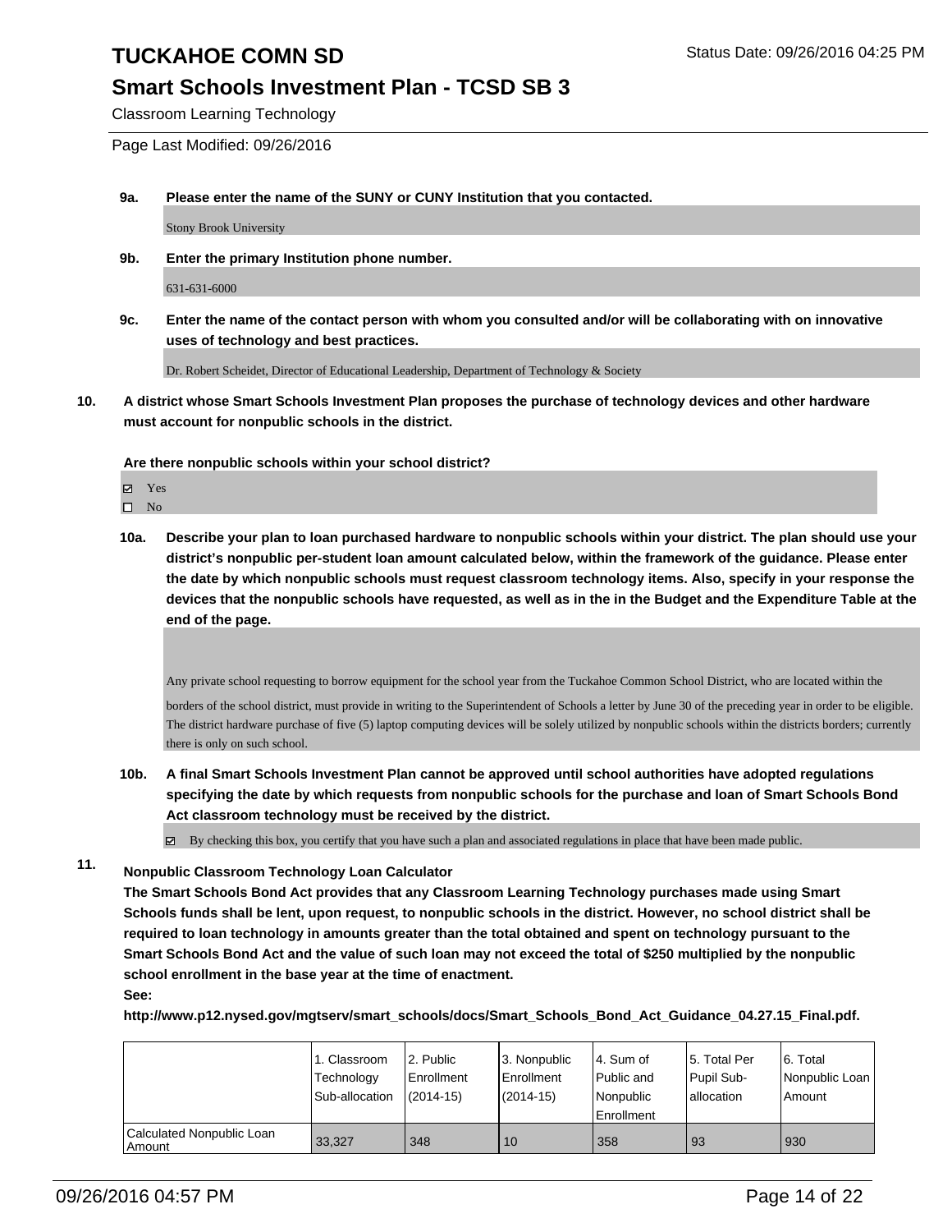# TUCKAHOE COMN SD

Status Date: 09/26/2016 04:25 PM

## Smart Schools Investment Plan - TCSD SB 3

Classroom Learning Technology

Page Last Modified: 09/26/2016

**9a. Please enter the name of the SUNY or CUNY Institution that you contacted.**

Stony Brook University

**9b. Enter the primary Institution phone number.**

631-631-6000

**9c. Enter the name of the contact person with whom you consulted and/or will be collaborating with on innovative uses of technology and best practices.**

Dr. Robert Scheidet, Director of Educational Leadership, Department of Technology & Society

**10. A district whose Smart Schools Investment Plan proposes the purchase of technology devices and other hardware must account for nonpublic schools in the district.**

**Are there nonpublic schools within your school district?**

☑ Yes
☐ No

**10a. Describe your plan to loan purchased hardware to nonpublic schools within your district. The plan should use your district's nonpublic per-student loan amount calculated below, within the framework of the guidance. Please enter the date by which nonpublic schools must request classroom technology items. Also, specify in your response the devices that the nonpublic schools have requested, as well as in the in the Budget and the Expenditure Table at the end of the page.**

Any private school requesting to borrow equipment for the school year from the Tuckahoe Common School District, who are located within the borders of the school district, must provide in writing to the Superintendent of Schools a letter by June 30 of the preceding year in order to be eligible. The district hardware purchase of five (5) laptop computing devices will be solely utilized by nonpublic schools within the districts borders; currently there is only on such school.

**10b. A final Smart Schools Investment Plan cannot be approved until school authorities have adopted regulations specifying the date by which requests from nonpublic schools for the purchase and loan of Smart Schools Bond Act classroom technology must be received by the district.**

☑ By checking this box, you certify that you have such a plan and associated regulations in place that have been made public.

**11. Nonpublic Classroom Technology Loan Calculator**

**The Smart Schools Bond Act provides that any Classroom Learning Technology purchases made using Smart Schools funds shall be lent, upon request, to nonpublic schools in the district. However, no school district shall be required to loan technology in amounts greater than the total obtained and spent on technology pursuant to the Smart Schools Bond Act and the value of such loan may not exceed the total of $250 multiplied by the nonpublic school enrollment in the base year at the time of enactment.**

**See:**

**http://www.p12.nysed.gov/mgtserv/smart_schools/docs/Smart_Schools_Bond_Act_Guidance_04.27.15_Final.pdf.**

| | 1. Classroom Technology Sub-allocation | 2. Public Enrollment (2014-15) | 3. Nonpublic Enrollment (2014-15) | 4. Sum of Public and Nonpublic Enrollment | 5. Total Per Pupil Sub-allocation | 6. Total Nonpublic Loan Amount |
|---|---|---|---|---|---|---|
| Calculated Nonpublic Loan Amount | 33,327 | 348 | 10 | 358 | 93 | 930 |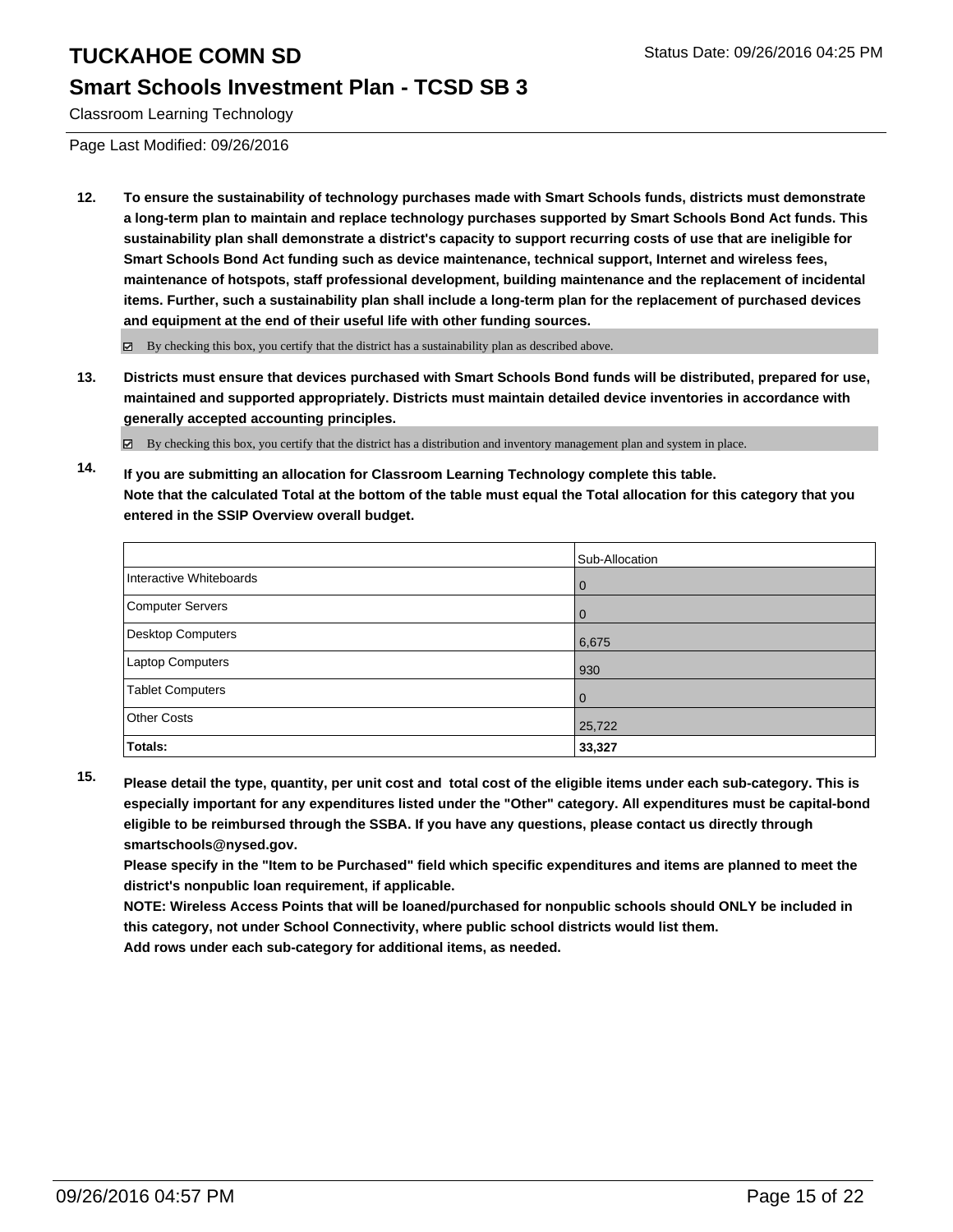**12.** **To ensure the sustainability of technology purchases made with Smart Schools funds, districts must demonstrate a long-term plan to maintain and replace technology purchases supported by Smart Schools Bond Act funds. This sustainability plan shall demonstrate a district's capacity to support recurring costs of use that are ineligible for Smart Schools Bond Act funding such as device maintenance, technical support, Internet and wireless fees, maintenance of hotspots, staff professional development, building maintenance and the replacement of incidental items. Further, such a sustainability plan shall include a long-term plan for the replacement of purchased devices and equipment at the end of their useful life with other funding sources.**

☑ By checking this box, you certify that the district has a sustainability plan as described above.

**13.** **Districts must ensure that devices purchased with Smart Schools Bond funds will be distributed, prepared for use, maintained and supported appropriately. Districts must maintain detailed device inventories in accordance with generally accepted accounting principles.**

☑ By checking this box, you certify that the district has a distribution and inventory management plan and system in place.

**14.** **If you are submitting an allocation for Classroom Learning Technology complete this table. Note that the calculated Total at the bottom of the table must equal the Total allocation for this category that you entered in the SSIP Overview overall budget.**

| | Sub-Allocation |
|---|---|
| Interactive Whiteboards | 0 |
| Computer Servers | 0 |
| Desktop Computers | 6,675 |
| Laptop Computers | 930 |
| Tablet Computers | 0 |
| Other Costs | 25,722 |
| **Totals:** | **33,327** |

**15.** **Please detail the type, quantity, per unit cost and total cost of the eligible items under each sub-category. This is especially important for any expenditures listed under the "Other" category. All expenditures must be capital-bond eligible to be reimbursed through the SSBA. If you have any questions, please contact us directly through smartschools@nysed.gov.**

**Please specify in the "Item to be Purchased" field which specific expenditures and items are planned to meet the district's nonpublic loan requirement, if applicable.**

**NOTE: Wireless Access Points that will be loaned/purchased for nonpublic schools should ONLY be included in this category, not under School Connectivity, where public school districts would list them.**

**Add rows under each sub-category for additional items, as needed.**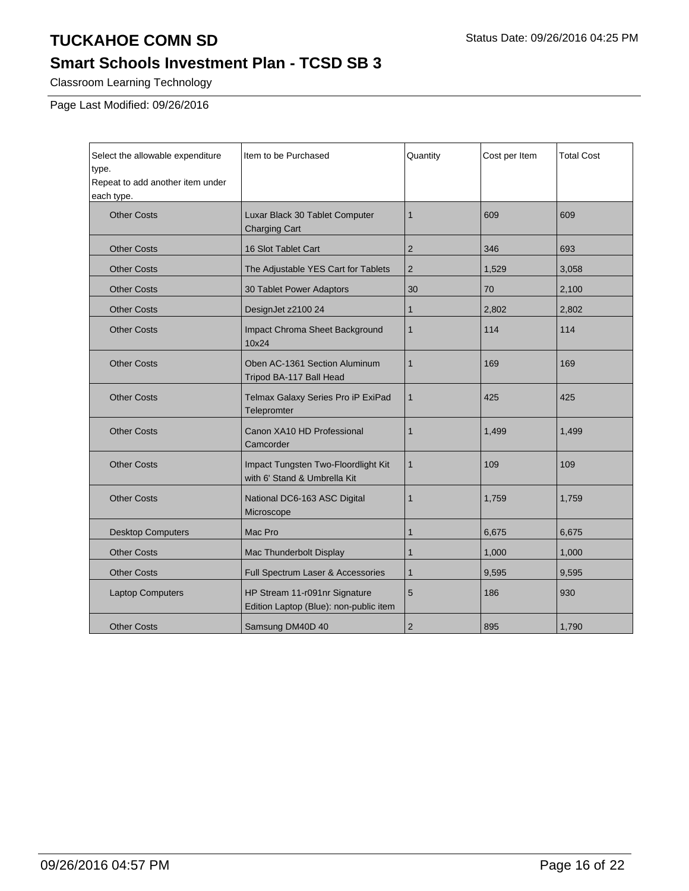# TUCKAHOE COMN SD

Status Date: 09/26/2016 04:25 PM

## Smart Schools Investment Plan - TCSD SB 3

Classroom Learning Technology

Page Last Modified: 09/26/2016

| Select the allowable expenditure type. Repeat to add another item under each type. | Item to be Purchased | Quantity | Cost per Item | Total Cost |
|---|---|---|---|---|
| Other Costs | Luxar Black 30 Tablet Computer Charging Cart | 1 | 609 | 609 |
| Other Costs | 16 Slot Tablet Cart | 2 | 346 | 693 |
| Other Costs | The Adjustable YES Cart for Tablets | 2 | 1,529 | 3,058 |
| Other Costs | 30 Tablet Power Adaptors | 30 | 70 | 2,100 |
| Other Costs | DesignJet z2100 24 | 1 | 2,802 | 2,802 |
| Other Costs | Impact Chroma Sheet Background 10x24 | 1 | 114 | 114 |
| Other Costs | Oben AC-1361 Section Aluminum Tripod BA-117 Ball Head | 1 | 169 | 169 |
| Other Costs | Telmax Galaxy Series Pro iP ExiPad Telepromter | 1 | 425 | 425 |
| Other Costs | Canon XA10 HD Professional Camcorder | 1 | 1,499 | 1,499 |
| Other Costs | Impact Tungsten Two-Floordlight Kit with 6' Stand & Umbrella Kit | 1 | 109 | 109 |
| Other Costs | National DC6-163 ASC Digital Microscope | 1 | 1,759 | 1,759 |
| Desktop Computers | Mac Pro | 1 | 6,675 | 6,675 |
| Other Costs | Mac Thunderbolt Display | 1 | 1,000 | 1,000 |
| Other Costs | Full Spectrum Laser & Accessories | 1 | 9,595 | 9,595 |
| Laptop Computers | HP Stream 11-r091nr Signature Edition Laptop (Blue): non-public item | 5 | 186 | 930 |
| Other Costs | Samsung DM40D 40 | 2 | 895 | 1,790 |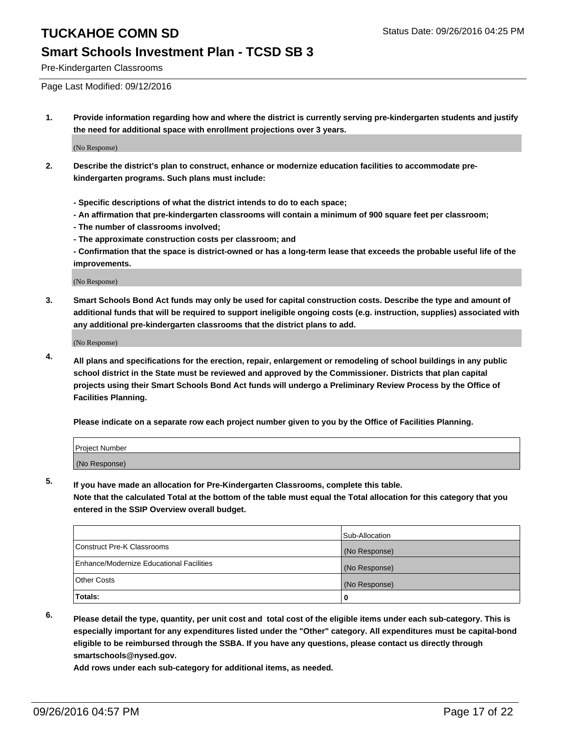# TUCKAHOE COMN SD

Status Date: 09/26/2016 04:25 PM

## Smart Schools Investment Plan - TCSD SB 3

Pre-Kindergarten Classrooms

Page Last Modified: 09/12/2016

**1. Provide information regarding how and where the district is currently serving pre-kindergarten students and justify the need for additional space with enrollment projections over 3 years.**

(No Response)

**2. Describe the district's plan to construct, enhance or modernize education facilities to accommodate pre-kindergarten programs. Such plans must include:**

**- Specific descriptions of what the district intends to do to each space;**
**- An affirmation that pre-kindergarten classrooms will contain a minimum of 900 square feet per classroom;**
**- The number of classrooms involved;**
**- The approximate construction costs per classroom; and**
**- Confirmation that the space is district-owned or has a long-term lease that exceeds the probable useful life of the improvements.**

(No Response)

**3. Smart Schools Bond Act funds may only be used for capital construction costs. Describe the type and amount of additional funds that will be required to support ineligible ongoing costs (e.g. instruction, supplies) associated with any additional pre-kindergarten classrooms that the district plans to add.**

(No Response)

**4. All plans and specifications for the erection, repair, enlargement or remodeling of school buildings in any public school district in the State must be reviewed and approved by the Commissioner. Districts that plan capital projects using their Smart Schools Bond Act funds will undergo a Preliminary Review Process by the Office of Facilities Planning.**

**Please indicate on a separate row each project number given to you by the Office of Facilities Planning.**

| Project Number |
|---|
| (No Response) |

**5. If you have made an allocation for Pre-Kindergarten Classrooms, complete this table.**
**Note that the calculated Total at the bottom of the table must equal the Total allocation for this category that you entered in the SSIP Overview overall budget.**

| | Sub-Allocation |
|---|---|
| Construct Pre-K Classrooms | (No Response) |
| Enhance/Modernize Educational Facilities | (No Response) |
| Other Costs | (No Response) |
| **Totals:** | **0** |

**6. Please detail the type, quantity, per unit cost and total cost of the eligible items under each sub-category. This is especially important for any expenditures listed under the "Other" category. All expenditures must be capital-bond eligible to be reimbursed through the SSBA. If you have any questions, please contact us directly through smartschools@nysed.gov.**
**Add rows under each sub-category for additional items, as needed.**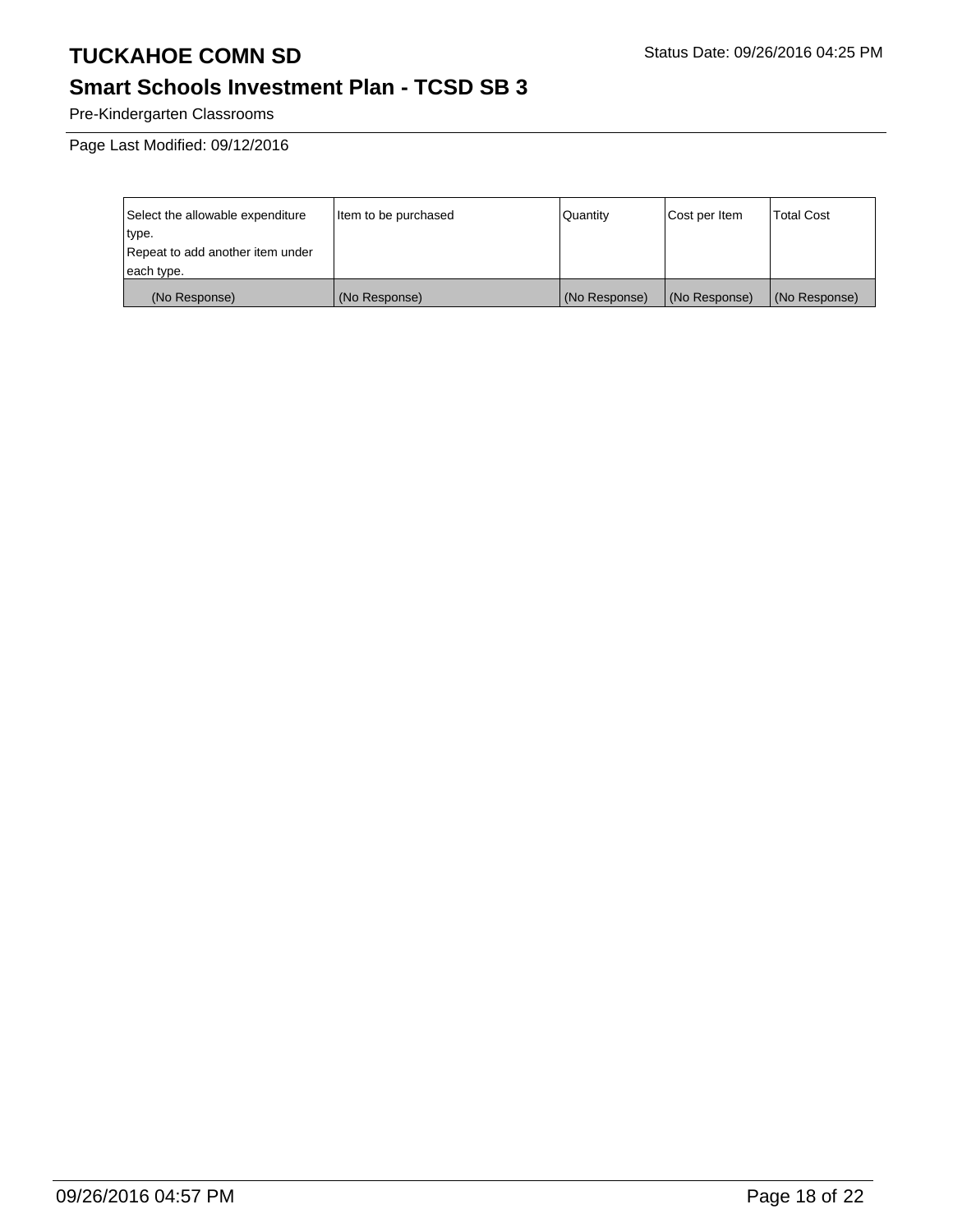# TUCKAHOE COMN SD

Status Date: 09/26/2016 04:25 PM

## Smart Schools Investment Plan - TCSD SB 3

Pre-Kindergarten Classrooms

Page Last Modified: 09/12/2016

| Select the allowable expenditure type.<br>Repeat to add another item under each type. | Item to be purchased | Quantity | Cost per Item | Total Cost |
|---|---|---|---|---|
| (No Response) | (No Response) | (No Response) | (No Response) | (No Response) |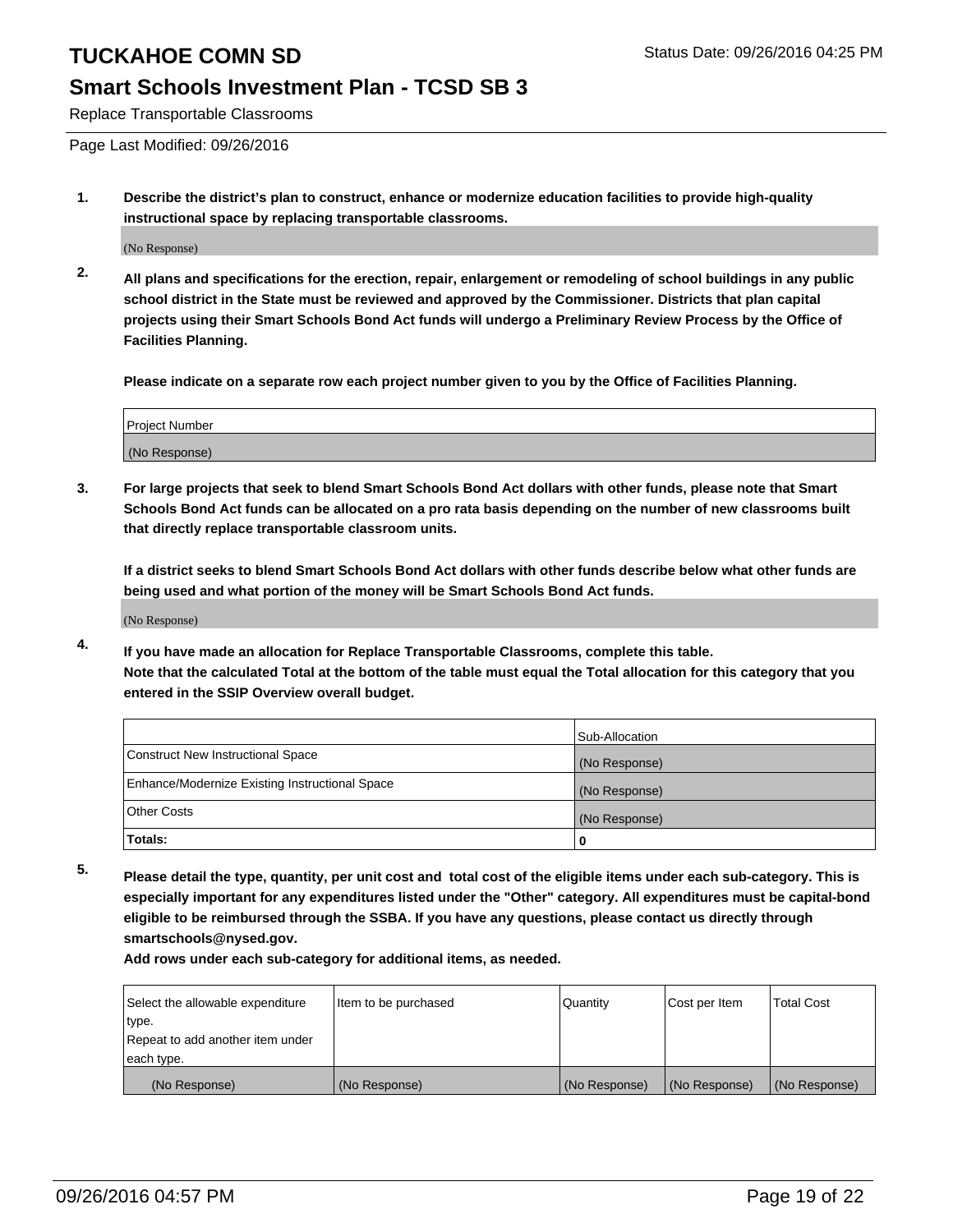# TUCKAHOE COMN SD

Status Date: 09/26/2016 04:25 PM

## Smart Schools Investment Plan - TCSD SB 3

Replace Transportable Classrooms

Page Last Modified: 09/26/2016

**1. Describe the district's plan to construct, enhance or modernize education facilities to provide high-quality instructional space by replacing transportable classrooms.**

(No Response)

**2. All plans and specifications for the erection, repair, enlargement or remodeling of school buildings in any public school district in the State must be reviewed and approved by the Commissioner. Districts that plan capital projects using their Smart Schools Bond Act funds will undergo a Preliminary Review Process by the Office of Facilities Planning.**

**Please indicate on a separate row each project number given to you by the Office of Facilities Planning.**

| Project Number |
|---|
| (No Response) |

**3. For large projects that seek to blend Smart Schools Bond Act dollars with other funds, please note that Smart Schools Bond Act funds can be allocated on a pro rata basis depending on the number of new classrooms built that directly replace transportable classroom units.**

**If a district seeks to blend Smart Schools Bond Act dollars with other funds describe below what other funds are being used and what portion of the money will be Smart Schools Bond Act funds.**

(No Response)

**4. If you have made an allocation for Replace Transportable Classrooms, complete this table. Note that the calculated Total at the bottom of the table must equal the Total allocation for this category that you entered in the SSIP Overview overall budget.**

| | Sub-Allocation |
|---|---|
| Construct New Instructional Space | (No Response) |
| Enhance/Modernize Existing Instructional Space | (No Response) |
| Other Costs | (No Response) |
| **Totals:** | **0** |

**5. Please detail the type, quantity, per unit cost and total cost of the eligible items under each sub-category. This is especially important for any expenditures listed under the "Other" category. All expenditures must be capital-bond eligible to be reimbursed through the SSBA. If you have any questions, please contact us directly through smartschools@nysed.gov.**

**Add rows under each sub-category for additional items, as needed.**

| Select the allowable expenditure type. Repeat to add another item under each type. | Item to be purchased | Quantity | Cost per Item | Total Cost |
|---|---|---|---|---|
| (No Response) | (No Response) | (No Response) | (No Response) | (No Response) |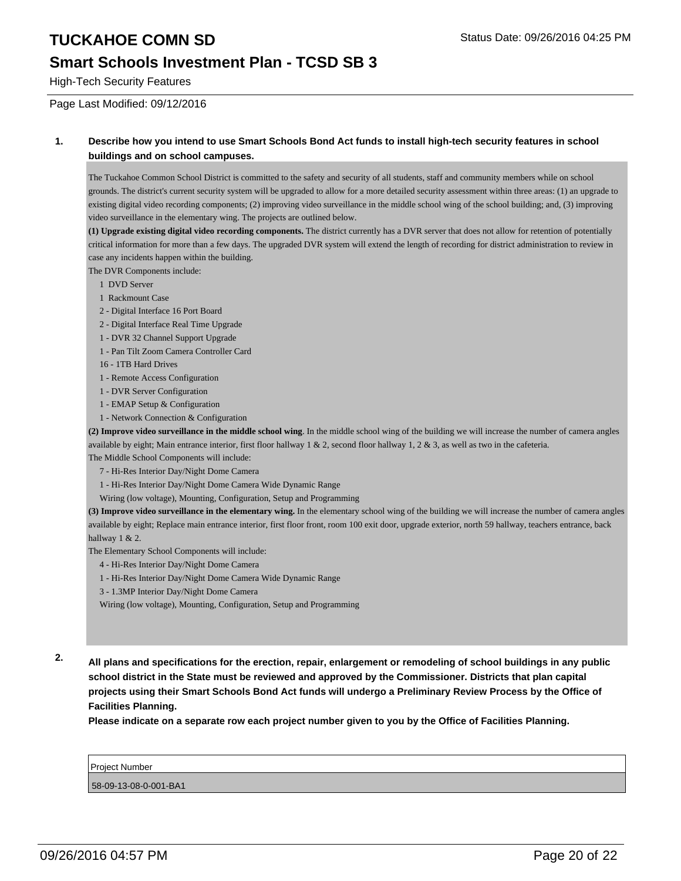# TUCKAHOE COMN SD

Status Date: 09/26/2016 04:25 PM

## Smart Schools Investment Plan - TCSD SB 3

High-Tech Security Features

Page Last Modified: 09/12/2016

**1. Describe how you intend to use Smart Schools Bond Act funds to install high-tech security features in school buildings and on school campuses.**

The Tuckahoe Common School District is committed to the safety and security of all students, staff and community members while on school grounds. The district's current security system will be upgraded to allow for a more detailed security assessment within three areas: (1) an upgrade to existing digital video recording components; (2) improving video surveillance in the middle school wing of the school building; and, (3) improving video surveillance in the elementary wing. The projects are outlined below.

**(1) Upgrade existing digital video recording components.** The district currently has a DVR server that does not allow for retention of potentially critical information for more than a few days. The upgraded DVR system will extend the length of recording for district administration to review in case any incidents happen within the building.

The DVR Components include:

- 1 DVD Server
- 1 Rackmount Case
- 2 - Digital Interface 16 Port Board
- 2 - Digital Interface Real Time Upgrade
- 1 - DVR 32 Channel Support Upgrade
- 1 - Pan Tilt Zoom Camera Controller Card
- 16 - 1TB Hard Drives
- 1 - Remote Access Configuration
- 1 - DVR Server Configuration
- 1 - EMAP Setup & Configuration
- 1 - Network Connection & Configuration

**(2) Improve video surveillance in the middle school wing**. In the middle school wing of the building we will increase the number of camera angles available by eight; Main entrance interior, first floor hallway 1 & 2, second floor hallway 1, 2 & 3, as well as two in the cafeteria.

The Middle School Components will include:

- 7 - Hi-Res Interior Day/Night Dome Camera
- 1 - Hi-Res Interior Day/Night Dome Camera Wide Dynamic Range
- Wiring (low voltage), Mounting, Configuration, Setup and Programming

**(3) Improve video surveillance in the elementary wing.** In the elementary school wing of the building we will increase the number of camera angles available by eight; Replace main entrance interior, first floor front, room 100 exit door, upgrade exterior, north 59 hallway, teachers entrance, back hallway 1 & 2.

The Elementary School Components will include:

- 4 - Hi-Res Interior Day/Night Dome Camera
- 1 - Hi-Res Interior Day/Night Dome Camera Wide Dynamic Range
- 3 - 1.3MP Interior Day/Night Dome Camera
- Wiring (low voltage), Mounting, Configuration, Setup and Programming

**2. All plans and specifications for the erection, repair, enlargement or remodeling of school buildings in any public school district in the State must be reviewed and approved by the Commissioner. Districts that plan capital projects using their Smart Schools Bond Act funds will undergo a Preliminary Review Process by the Office of Facilities Planning.**

**Please indicate on a separate row each project number given to you by the Office of Facilities Planning.**

| Project Number |
| --- |
| 58-09-13-08-0-001-BA1 |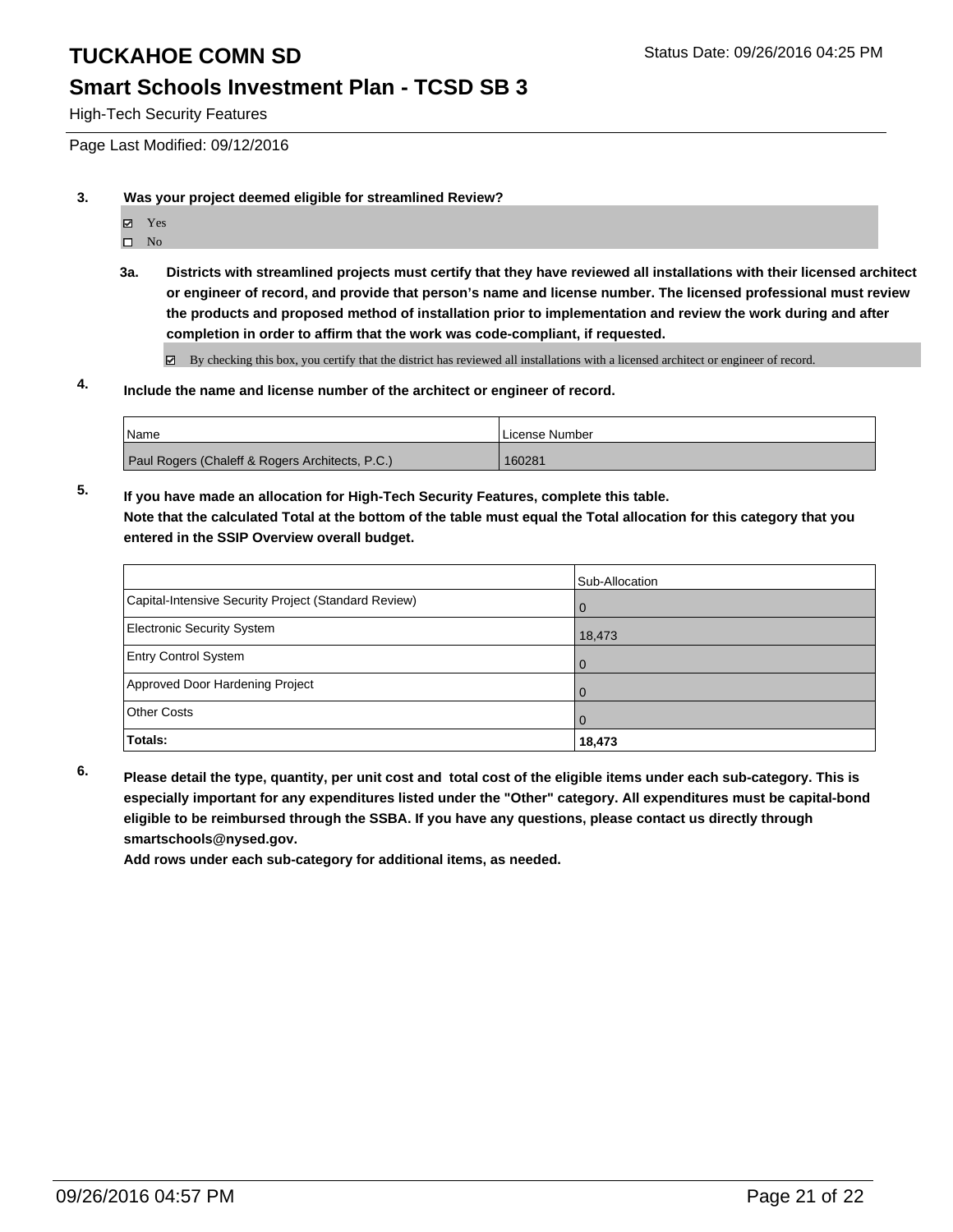# TUCKAHOE COMN SD

Status Date: 09/26/2016 04:25 PM

## Smart Schools Investment Plan - TCSD SB 3

High-Tech Security Features

Page Last Modified: 09/12/2016

**3. Was your project deemed eligible for streamlined Review?**

☑ Yes
☐ No

**3a. Districts with streamlined projects must certify that they have reviewed all installations with their licensed architect or engineer of record, and provide that person's name and license number. The licensed professional must review the products and proposed method of installation prior to implementation and review the work during and after completion in order to affirm that the work was code-compliant, if requested.**

☑ By checking this box, you certify that the district has reviewed all installations with a licensed architect or engineer of record.

**4. Include the name and license number of the architect or engineer of record.**

| Name | License Number |
|---|---|
| Paul Rogers (Chaleff & Rogers Architects, P.C.) | 160281 |

**5. If you have made an allocation for High-Tech Security Features, complete this table.**
**Note that the calculated Total at the bottom of the table must equal the Total allocation for this category that you entered in the SSIP Overview overall budget.**

| | Sub-Allocation |
|---|---|
| Capital-Intensive Security Project (Standard Review) | 0 |
| Electronic Security System | 18,473 |
| Entry Control System | 0 |
| Approved Door Hardening Project | 0 |
| Other Costs | 0 |
| **Totals:** | **18,473** |

**6. Please detail the type, quantity, per unit cost and total cost of the eligible items under each sub-category. This is especially important for any expenditures listed under the "Other" category. All expenditures must be capital-bond eligible to be reimbursed through the SSBA. If you have any questions, please contact us directly through smartschools@nysed.gov.**
**Add rows under each sub-category for additional items, as needed.**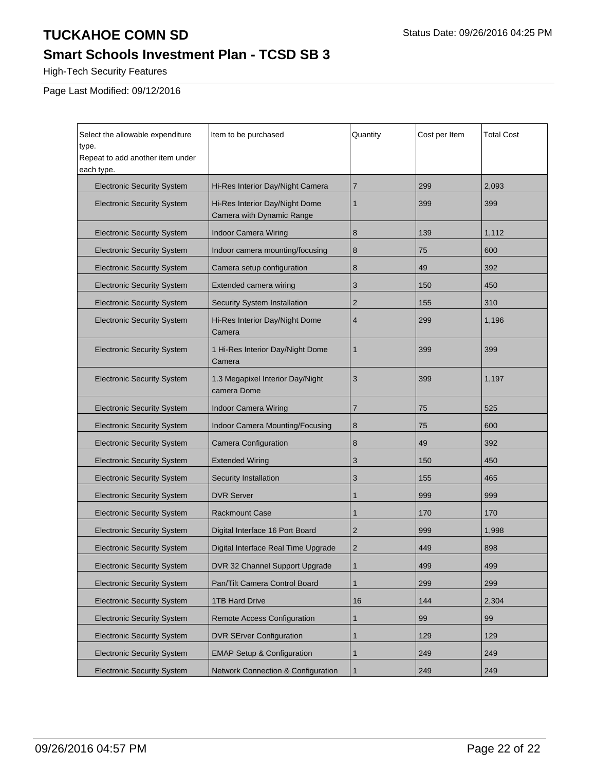# TUCKAHOE COMN SD

## Smart Schools Investment Plan - TCSD SB 3

High-Tech Security Features

Page Last Modified: 09/12/2016

| Select the allowable expenditure type.<br>Repeat to add another item under each type. | Item to be purchased | Quantity | Cost per Item | Total Cost |
|---|---|---|---|---|
| Electronic Security System | Hi-Res Interior Day/Night Camera | 7 | 299 | 2,093 |
| Electronic Security System | Hi-Res Interior Day/Night Dome Camera with Dynamic Range | 1 | 399 | 399 |
| Electronic Security System | Indoor Camera Wiring | 8 | 139 | 1,112 |
| Electronic Security System | Indoor camera mounting/focusing | 8 | 75 | 600 |
| Electronic Security System | Camera setup configuration | 8 | 49 | 392 |
| Electronic Security System | Extended camera wiring | 3 | 150 | 450 |
| Electronic Security System | Security System Installation | 2 | 155 | 310 |
| Electronic Security System | Hi-Res Interior Day/Night Dome Camera | 4 | 299 | 1,196 |
| Electronic Security System | 1 Hi-Res Interior Day/Night Dome Camera | 1 | 399 | 399 |
| Electronic Security System | 1.3 Megapixel Interior Day/Night camera Dome | 3 | 399 | 1,197 |
| Electronic Security System | Indoor Camera Wiring | 7 | 75 | 525 |
| Electronic Security System | Indoor Camera Mounting/Focusing | 8 | 75 | 600 |
| Electronic Security System | Camera Configuration | 8 | 49 | 392 |
| Electronic Security System | Extended Wiring | 3 | 150 | 450 |
| Electronic Security System | Security Installation | 3 | 155 | 465 |
| Electronic Security System | DVR Server | 1 | 999 | 999 |
| Electronic Security System | Rackmount Case | 1 | 170 | 170 |
| Electronic Security System | Digital Interface 16 Port Board | 2 | 999 | 1,998 |
| Electronic Security System | Digital Interface Real Time Upgrade | 2 | 449 | 898 |
| Electronic Security System | DVR 32 Channel Support Upgrade | 1 | 499 | 499 |
| Electronic Security System | Pan/Tilt Camera Control Board | 1 | 299 | 299 |
| Electronic Security System | 1TB Hard Drive | 16 | 144 | 2,304 |
| Electronic Security System | Remote Access Configuration | 1 | 99 | 99 |
| Electronic Security System | DVR SErver Configuration | 1 | 129 | 129 |
| Electronic Security System | EMAP Setup & Configuration | 1 | 249 | 249 |
| Electronic Security System | Network Connection & Configuration | 1 | 249 | 249 |